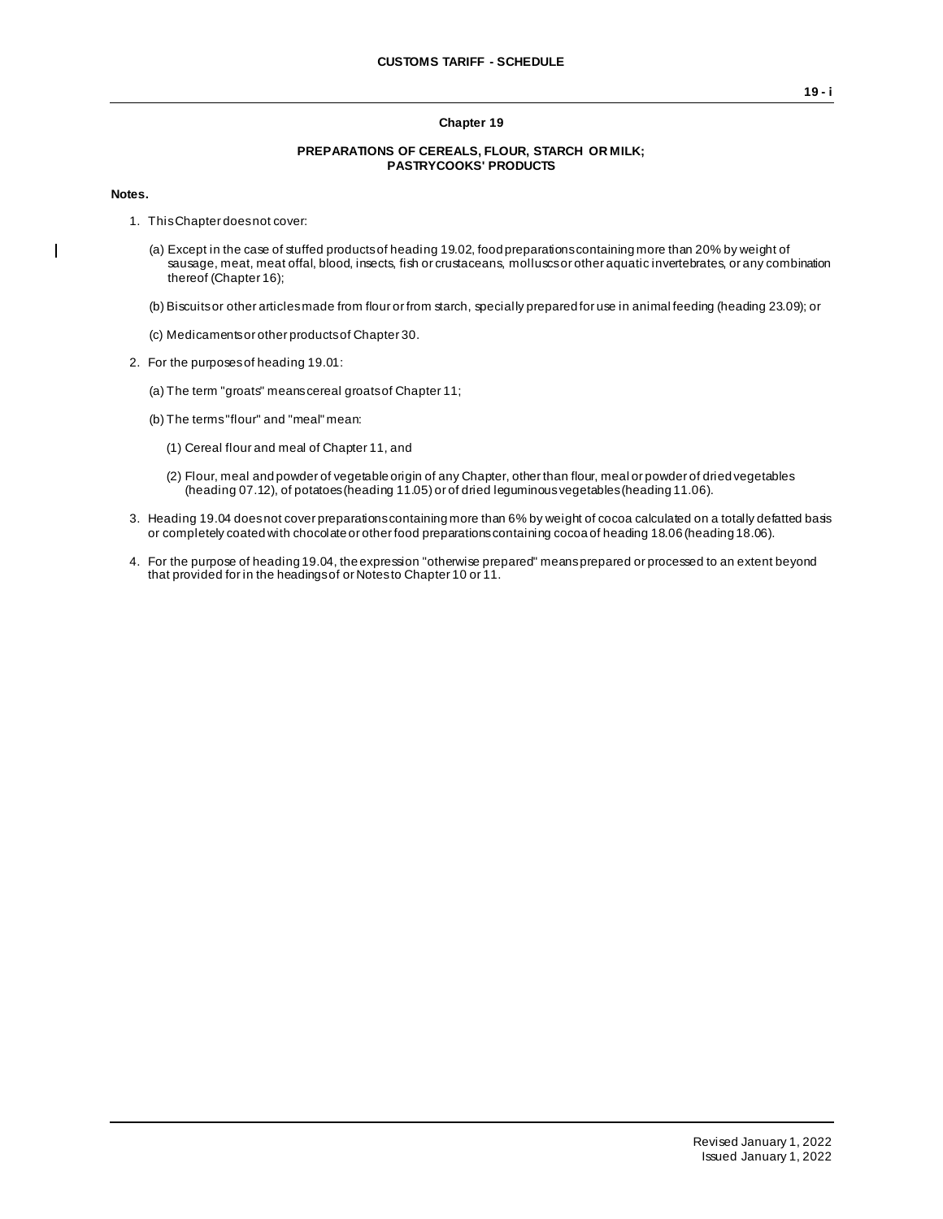## Chapter 19

### PREPARATIONS OF CEREALS, FLOUR, STARCH OR MILK; PASTRYCOOKS' PRODUCTS

**Notes.**

1. This Chapter does not cover:

   (a) Except in the case of stuffed products of heading 19.02, food preparations containing more than 20% by weight of sausage, meat, meat offal, blood, insects, fish or crustaceans, molluscs or other aquatic invertebrates, or any combination thereof (Chapter 16);

   (b) Biscuits or other articles made from flour or from starch, specially prepared for use in animal feeding (heading 23.09); or

   (c) Medicaments or other products of Chapter 30.

2. For the purposes of heading 19.01:

   (a) The term "groats" means cereal groats of Chapter 11;

   (b) The terms "flour" and "meal" mean:

   (1) Cereal flour and meal of Chapter 11, and

   (2) Flour, meal and powder of vegetable origin of any Chapter, other than flour, meal or powder of dried vegetables (heading 07.12), of potatoes (heading 11.05) or of dried leguminous vegetables (heading 11.06).

3. Heading 19.04 does not cover preparations containing more than 6% by weight of cocoa calculated on a totally defatted basis or completely coated with chocolate or other food preparations containing cocoa of heading 18.06 (heading 18.06).

4. For the purpose of heading 19.04, the expression "otherwise prepared" means prepared or processed to an extent beyond that provided for in the headings of or Notes to Chapter 10 or 11.

Revised January 1, 2022
Issued January 1, 2022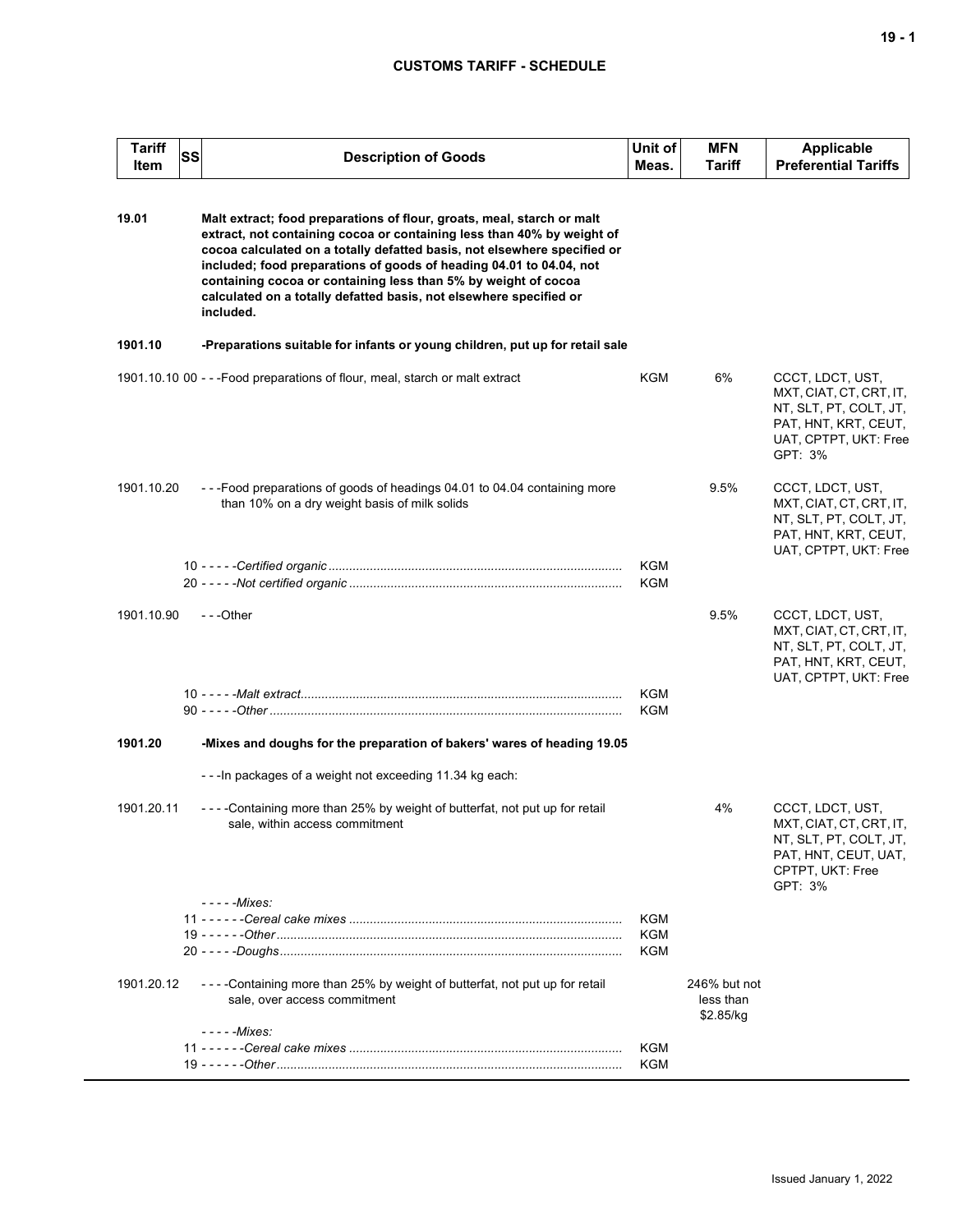# CUSTOMS TARIFF - SCHEDULE

| Tariff Item | SS | Description of Goods | Unit of Meas. | MFN Tariff | Applicable Preferential Tariffs |
|---|---|---|---|---|---|
| **19.01** | | **Malt extract; food preparations of flour, groats, meal, starch or malt extract, not containing cocoa or containing less than 40% by weight of cocoa calculated on a totally defatted basis, not elsewhere specified or included; food preparations of goods of heading 04.01 to 04.04, not containing cocoa or containing less than 5% by weight of cocoa calculated on a totally defatted basis, not elsewhere specified or included.** | | | |
| **1901.10** | | **-Preparations suitable for infants or young children, put up for retail sale** | | | |
| 1901.10.10 | 00 | - - -Food preparations of flour, meal, starch or malt extract | KGM | 6% | CCCT, LDCT, UST, MXT, CIAT, CT, CRT, IT, NT, SLT, PT, COLT, JT, PAT, HNT, KRT, CEUT, UAT, CPTPT, UKT: Free<br>GPT: 3% |
| 1901.10.20 | | - - -Food preparations of goods of headings 04.01 to 04.04 containing more than 10% on a dry weight basis of milk solids | | 9.5% | CCCT, LDCT, UST, MXT, CIAT, CT, CRT, IT, NT, SLT, PT, COLT, JT, PAT, HNT, KRT, CEUT, UAT, CPTPT, UKT: Free |
| | 10 | - - - - -*Certified organic* | KGM | | |
| | 20 | - - - - -*Not certified organic* | KGM | | |
| 1901.10.90 | | - - -Other | | 9.5% | CCCT, LDCT, UST, MXT, CIAT, CT, CRT, IT, NT, SLT, PT, COLT, JT, PAT, HNT, KRT, CEUT, UAT, CPTPT, UKT: Free |
| | 10 | - - - - -*Malt extract* | KGM | | |
| | 90 | - - - - -*Other* | KGM | | |
| **1901.20** | | **-Mixes and doughs for the preparation of bakers' wares of heading 19.05** | | | |
| | | - - -In packages of a weight not exceeding 11.34 kg each: | | | |
| 1901.20.11 | | - - - -Containing more than 25% by weight of butterfat, not put up for retail sale, within access commitment | | 4% | CCCT, LDCT, UST, MXT, CIAT, CT, CRT, IT, NT, SLT, PT, COLT, JT, PAT, HNT, CEUT, UAT, CPTPT, UKT: Free<br>GPT: 3% |
| | | - - - - -*Mixes:* | | | |
| | 11 | - - - - - -*Cereal cake mixes* | KGM | | |
| | 19 | - - - - - -*Other* | KGM | | |
| | 20 | - - - - -*Doughs* | KGM | | |
| 1901.20.12 | | - - - -Containing more than 25% by weight of butterfat, not put up for retail sale, over access commitment | | 246% but not less than $2.85/kg | |
| | | - - - - -*Mixes:* | | | |
| | 11 | - - - - - -*Cereal cake mixes* | KGM | | |
| | 19 | - - - - - -*Other* | KGM | | |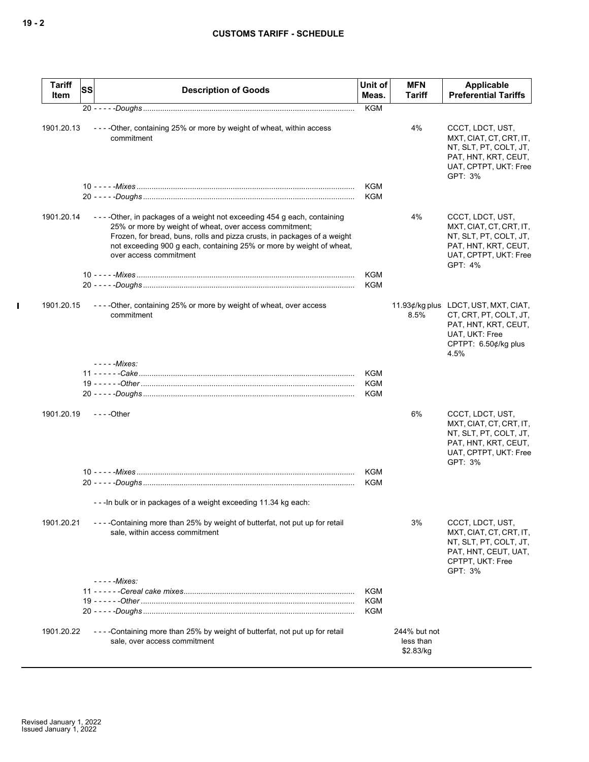| Tariff Item | SS | Description of Goods | Unit of Meas. | MFN Tariff | Applicable Preferential Tariffs |
|---|---|---|---|---|---|
| | | 20 - - - - -*Doughs* | KGM | | |
| 1901.20.13 | | - - - -Other, containing 25% or more by weight of wheat, within access commitment | | 4% | CCCT, LDCT, UST, MXT, CIAT, CT, CRT, IT, NT, SLT, PT, COLT, JT, PAT, HNT, KRT, CEUT, UAT, CPTPT, UKT: Free GPT: 3% |
| | | 10 - - - - -*Mixes* | KGM | | |
| | | 20 - - - - -*Doughs* | KGM | | |
| 1901.20.14 | | - - - -Other, in packages of a weight not exceeding 454 g each, containing 25% or more by weight of wheat, over access commitment; Frozen, for bread, buns, rolls and pizza crusts, in packages of a weight not exceeding 900 g each, containing 25% or more by weight of wheat, over access commitment | | 4% | CCCT, LDCT, UST, MXT, CIAT, CT, CRT, IT, NT, SLT, PT, COLT, JT, PAT, HNT, KRT, CEUT, UAT, CPTPT, UKT: Free GPT: 4% |
| | | 10 - - - - -*Mixes* | KGM | | |
| | | 20 - - - - -*Doughs* | KGM | | |
| 1901.20.15 | | - - - -Other, containing 25% or more by weight of wheat, over access commitment | | 11.93¢/kg plus 8.5% | LDCT, UST, MXT, CIAT, CT, CRT, PT, COLT, JT, PAT, HNT, KRT, CEUT, UAT, UKT: Free CPTPT: 6.50¢/kg plus 4.5% |
| | | - - - - -*Mixes:* | | | |
| | | 11 - - - - - -*Cake* | KGM | | |
| | | 19 - - - - - -*Other* | KGM | | |
| | | 20 - - - - -*Doughs* | KGM | | |
| 1901.20.19 | | - - - -Other | | 6% | CCCT, LDCT, UST, MXT, CIAT, CT, CRT, IT, NT, SLT, PT, COLT, JT, PAT, HNT, KRT, CEUT, UAT, CPTPT, UKT: Free GPT: 3% |
| | | 10 - - - - -*Mixes* | KGM | | |
| | | 20 - - - - -*Doughs* | KGM | | |
| | | - - -In bulk or in packages of a weight exceeding 11.34 kg each: | | | |
| 1901.20.21 | | - - - -Containing more than 25% by weight of butterfat, not put up for retail sale, within access commitment | | 3% | CCCT, LDCT, UST, MXT, CIAT, CT, CRT, IT, NT, SLT, PT, COLT, JT, PAT, HNT, CEUT, UAT, CPTPT, UKT: Free GPT: 3% |
| | | - - - - -*Mixes:* | | | |
| | | 11 - - - - - -*Cereal cake mixes* | KGM | | |
| | | 19 - - - - - -*Other* | KGM | | |
| | | 20 - - - - -*Doughs* | KGM | | |
| 1901.20.22 | | - - - -Containing more than 25% by weight of butterfat, not put up for retail sale, over access commitment | | 244% but not less than $2.83/kg | |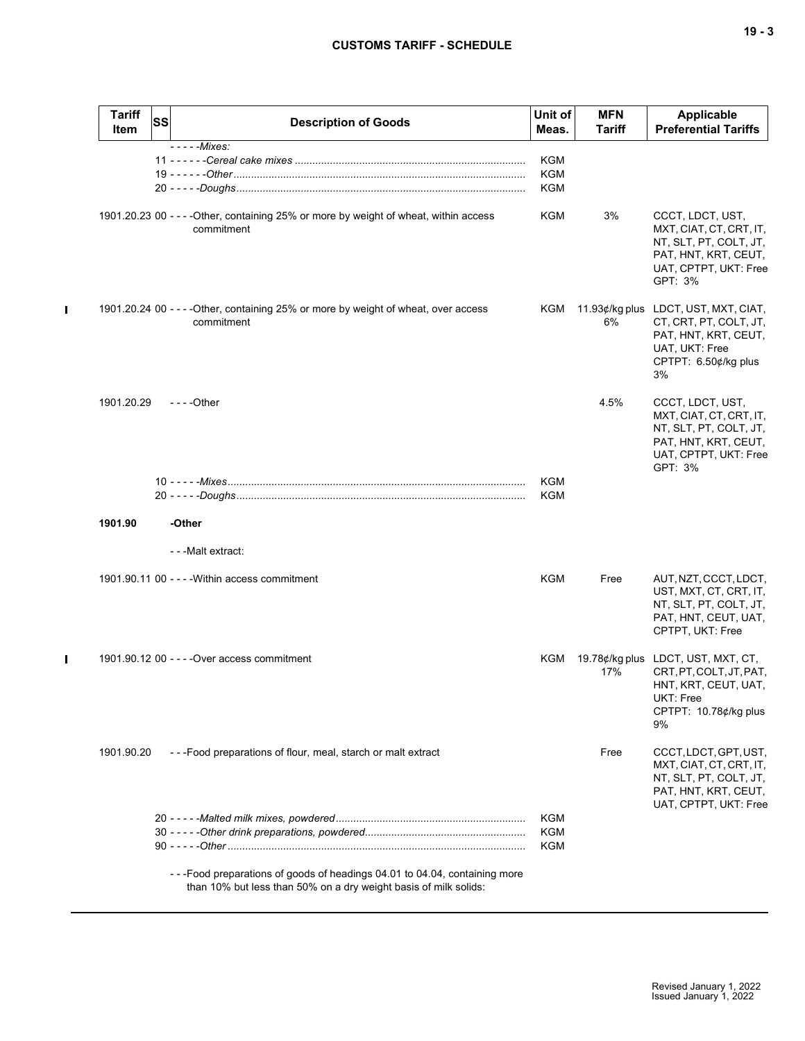| Tariff Item | SS | Description of Goods | Unit of Meas. | MFN Tariff | Applicable Preferential Tariffs |
|---|---|---|---|---|---|
| | | - - - - -*Mixes:* | | | |
| | | 11 - - - - - -*Cereal cake mixes* | KGM | | |
| | | 19 - - - - - -*Other* | KGM | | |
| | | 20 - - - - -*Doughs* | KGM | | |
| 1901.20.23 | 00 | - - - -Other, containing 25% or more by weight of wheat, within access commitment | KGM | 3% | CCCT, LDCT, UST, MXT, CIAT, CT, CRT, IT, NT, SLT, PT, COLT, JT, PAT, HNT, KRT, CEUT, UAT, CPTPT, UKT: Free<br>GPT: 3% |
| 1901.20.24 | 00 | - - - -Other, containing 25% or more by weight of wheat, over access commitment | KGM | 11.93¢/kg plus 6% | LDCT, UST, MXT, CIAT, CT, CRT, PT, COLT, JT, PAT, HNT, KRT, CEUT, UAT, UKT: Free<br>CPTPT: 6.50¢/kg plus 3% |
| 1901.20.29 | | - - - -Other | | 4.5% | CCCT, LDCT, UST, MXT, CIAT, CT, CRT, IT, NT, SLT, PT, COLT, JT, PAT, HNT, KRT, CEUT, UAT, CPTPT, UKT: Free<br>GPT: 3% |
| | | 10 - - - - -*Mixes* | KGM | | |
| | | 20 - - - - -*Doughs* | KGM | | |
| **1901.90** | | **-Other** | | | |
| | | - - -Malt extract: | | | |
| 1901.90.11 | 00 | - - - -Within access commitment | KGM | Free | AUT, NZT, CCCT, LDCT, UST, MXT, CT, CRT, IT, NT, SLT, PT, COLT, JT, PAT, HNT, CEUT, UAT, CPTPT, UKT: Free |
| 1901.90.12 | 00 | - - - -Over access commitment | KGM | 19.78¢/kg plus 17% | LDCT, UST, MXT, CT, CRT, PT, COLT, JT, PAT, HNT, KRT, CEUT, UAT, UKT: Free<br>CPTPT: 10.78¢/kg plus 9% |
| 1901.90.20 | | - - -Food preparations of flour, meal, starch or malt extract | | Free | CCCT, LDCT, GPT, UST, MXT, CIAT, CT, CRT, IT, NT, SLT, PT, COLT, JT, PAT, HNT, KRT, CEUT, UAT, CPTPT, UKT: Free |
| | | 20 - - - - -*Malted milk mixes, powdered* | KGM | | |
| | | 30 - - - - -*Other drink preparations, powdered* | KGM | | |
| | | 90 - - - - -*Other* | KGM | | |
| | | - - -Food preparations of goods of headings 04.01 to 04.04, containing more than 10% but less than 50% on a dry weight basis of milk solids: | | | |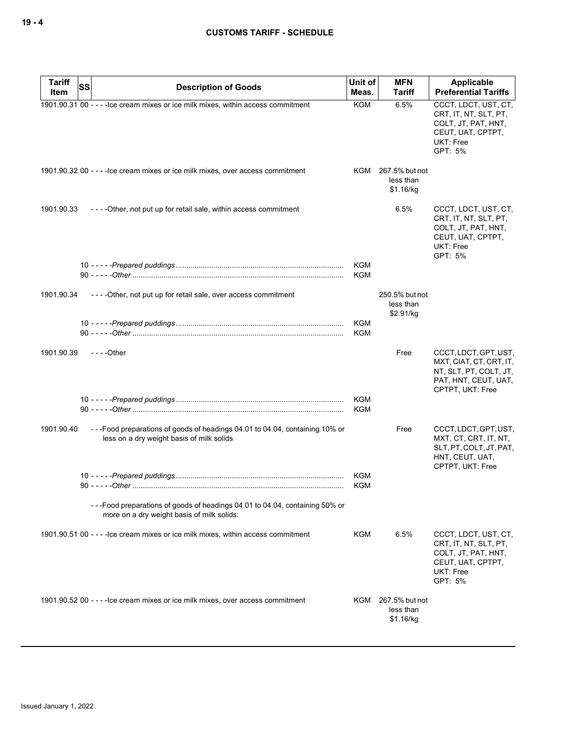| Tariff Item | SS | Description of Goods | Unit of Meas. | MFN Tariff | Applicable Preferential Tariffs |
|---|---|---|---|---|---|
| 1901.90.31 | 00 | - - - -Ice cream mixes or ice milk mixes, within access commitment | KGM | 6.5% | CCCT, LDCT, UST, CT, CRT, IT, NT, SLT, PT, COLT, JT, PAT, HNT, CEUT, UAT, CPTPT, UKT: Free<br>GPT: 5% |
| 1901.90.32 | 00 | - - - -Ice cream mixes or ice milk mixes, over access commitment | KGM | 267.5% but not less than $1.16/kg | |
| 1901.90.33 | | - - - -Other, not put up for retail sale, within access commitment | | 6.5% | CCCT, LDCT, UST, CT, CRT, IT, NT, SLT, PT, COLT, JT, PAT, HNT, CEUT, UAT, CPTPT, UKT: Free<br>GPT: 5% |
| | 10 | - - - - -*Prepared puddings* | KGM | | |
| | 90 | - - - - -*Other* | KGM | | |
| 1901.90.34 | | - - - -Other, not put up for retail sale, over access commitment | | 250.5% but not less than $2.91/kg | |
| | 10 | - - - - -*Prepared puddings* | KGM | | |
| | 90 | - - - - -*Other* | KGM | | |
| 1901.90.39 | | - - - -Other | | Free | CCCT, LDCT, GPT, UST, MXT, CIAT, CT, CRT, IT, NT, SLT, PT, COLT, JT, PAT, HNT, CEUT, UAT, CPTPT, UKT: Free |
| | 10 | - - - - -*Prepared puddings* | KGM | | |
| | 90 | - - - - -*Other* | KGM | | |
| 1901.90.40 | | - - -Food preparations of goods of headings 04.01 to 04.04, containing 10% or less on a dry weight basis of milk solids | | Free | CCCT, LDCT, GPT, UST, MXT, CT, CRT, IT, NT, SLT, PT, COLT, JT, PAT, HNT, CEUT, UAT, CPTPT, UKT: Free |
| | 10 | - - - - -*Prepared puddings* | KGM | | |
| | 90 | - - - - -*Other* | KGM | | |
| | | - - -Food preparations of goods of headings 04.01 to 04.04, containing 50% or more on a dry weight basis of milk solids: | | | |
| 1901.90.51 | 00 | - - - -Ice cream mixes or ice milk mixes, within access commitment | KGM | 6.5% | CCCT, LDCT, UST, CT, CRT, IT, NT, SLT, PT, COLT, JT, PAT, HNT, CEUT, UAT, CPTPT, UKT: Free<br>GPT: 5% |
| 1901.90.52 | 00 | - - - -Ice cream mixes or ice milk mixes, over access commitment | KGM | 267.5% but not less than $1.16/kg | |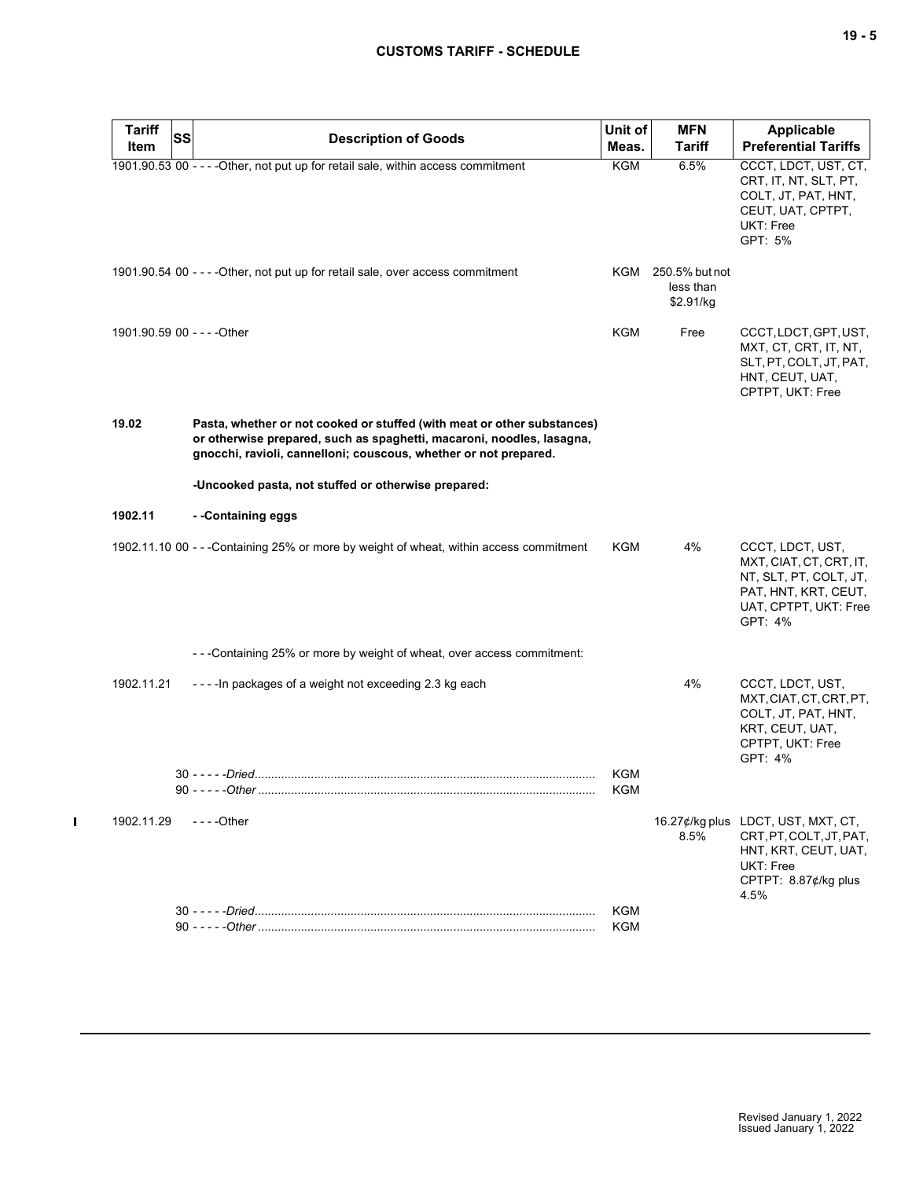| Tariff Item | SS | Description of Goods | Unit of Meas. | MFN Tariff | Applicable Preferential Tariffs |
|---|---|---|---|---|---|
| 1901.90.53 | 00 | - - - -Other, not put up for retail sale, within access commitment | KGM | 6.5% | CCCT, LDCT, UST, CT, CRT, IT, NT, SLT, PT, COLT, JT, PAT, HNT, CEUT, UAT, CPTPT, UKT: Free<br>GPT: 5% |
| 1901.90.54 | 00 | - - - -Other, not put up for retail sale, over access commitment | KGM | 250.5% but not less than $2.91/kg | |
| 1901.90.59 | 00 | - - - -Other | KGM | Free | CCCT, LDCT, GPT, UST, MXT, CT, CRT, IT, NT, SLT, PT, COLT, JT, PAT, HNT, CEUT, UAT, CPTPT, UKT: Free |
| **19.02** | | **Pasta, whether or not cooked or stuffed (with meat or other substances) or otherwise prepared, such as spaghetti, macaroni, noodles, lasagna, gnocchi, ravioli, cannelloni; couscous, whether or not prepared.** | | | |
| | | **-Uncooked pasta, not stuffed or otherwise prepared:** | | | |
| **1902.11** | | **- -Containing eggs** | | | |
| 1902.11.10 | 00 | - - -Containing 25% or more by weight of wheat, within access commitment | KGM | 4% | CCCT, LDCT, UST, MXT, CIAT, CT, CRT, IT, NT, SLT, PT, COLT, JT, PAT, HNT, KRT, CEUT, UAT, CPTPT, UKT: Free<br>GPT: 4% |
| | | - - -Containing 25% or more by weight of wheat, over access commitment: | | | |
| 1902.11.21 | | - - - -In packages of a weight not exceeding 2.3 kg each | | 4% | CCCT, LDCT, UST, MXT, CIAT, CT, CRT, PT, COLT, JT, PAT, HNT, KRT, CEUT, UAT, CPTPT, UKT: Free<br>GPT: 4% |
| | 30 | - - - - -*Dried* | KGM | | |
| | 90 | - - - - -*Other* | KGM | | |
| 1902.11.29 | | - - - -Other | | 16.27¢/kg plus 8.5% | LDCT, UST, MXT, CT, CRT, PT, COLT, JT, PAT, HNT, KRT, CEUT, UAT, UKT: Free<br>CPTPT: 8.87¢/kg plus 4.5% |
| | 30 | - - - - -*Dried* | KGM | | |
| | 90 | - - - - -*Other* | KGM | | |

Revised January 1, 2022
Issued January 1, 2022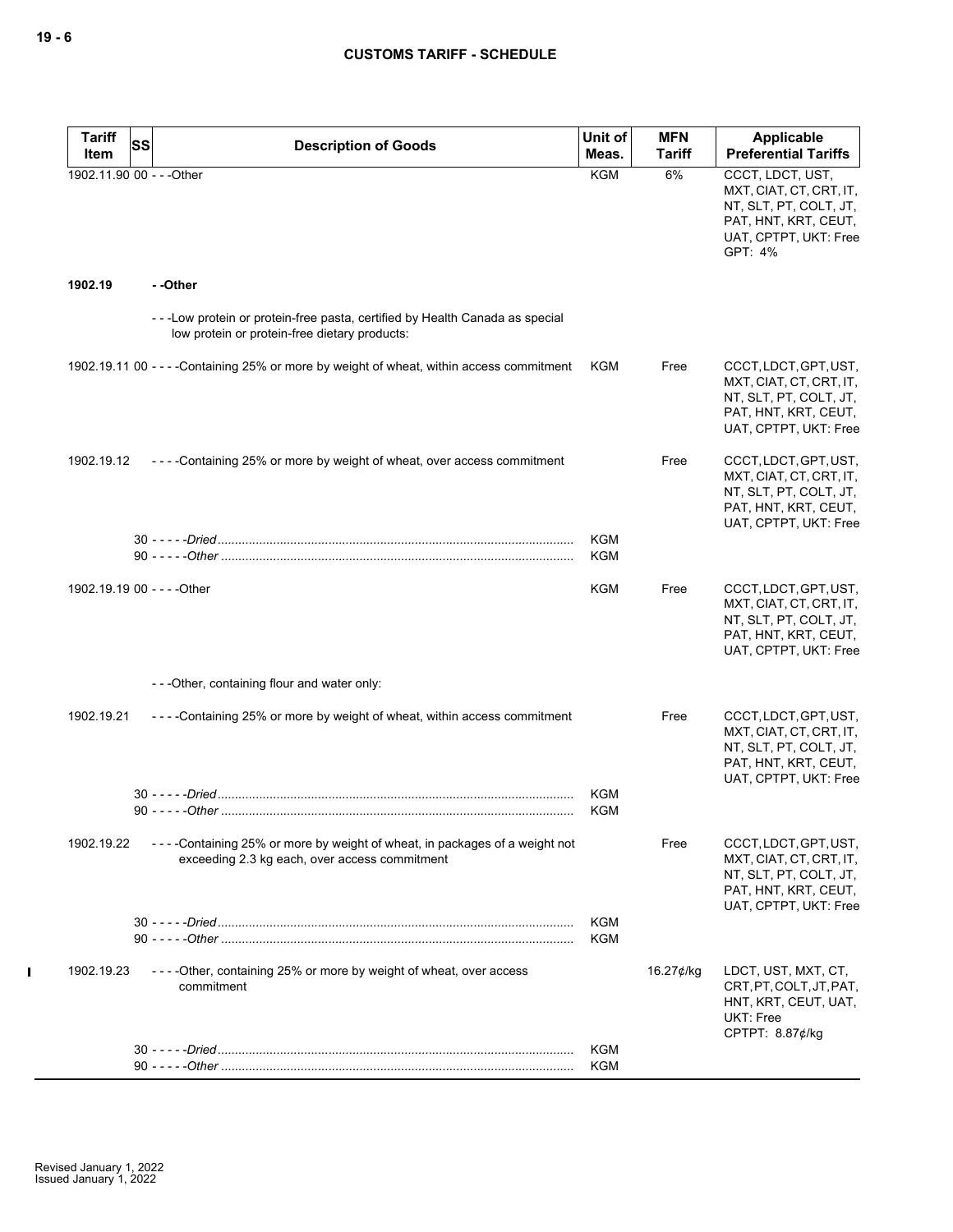| Tariff Item | SS | Description of Goods | Unit of Meas. | MFN Tariff | Applicable Preferential Tariffs |
|---|---|---|---|---|---|
| 1902.11.90 | 00 | - - -Other | KGM | 6% | CCCT, LDCT, UST, MXT, CIAT, CT, CRT, IT, NT, SLT, PT, COLT, JT, PAT, HNT, KRT, CEUT, UAT, CPTPT, UKT: Free<br>GPT: 4% |
| 1902.19 | | - -Other | | | |
| | | - - -Low protein or protein-free pasta, certified by Health Canada as special low protein or protein-free dietary products: | | | |
| 1902.19.11 | 00 | - - - -Containing 25% or more by weight of wheat, within access commitment | KGM | Free | CCCT, LDCT, GPT, UST, MXT, CIAT, CT, CRT, IT, NT, SLT, PT, COLT, JT, PAT, HNT, KRT, CEUT, UAT, CPTPT, UKT: Free |
| 1902.19.12 | | - - - -Containing 25% or more by weight of wheat, over access commitment | | Free | CCCT, LDCT, GPT, UST, MXT, CIAT, CT, CRT, IT, NT, SLT, PT, COLT, JT, PAT, HNT, KRT, CEUT, UAT, CPTPT, UKT: Free |
| | 30 | - - - - -*Dried* | KGM | | |
| | 90 | - - - - -*Other* | KGM | | |
| 1902.19.19 | 00 | - - - -Other | KGM | Free | CCCT, LDCT, GPT, UST, MXT, CIAT, CT, CRT, IT, NT, SLT, PT, COLT, JT, PAT, HNT, KRT, CEUT, UAT, CPTPT, UKT: Free |
| | | - - -Other, containing flour and water only: | | | |
| 1902.19.21 | | - - - -Containing 25% or more by weight of wheat, within access commitment | | Free | CCCT, LDCT, GPT, UST, MXT, CIAT, CT, CRT, IT, NT, SLT, PT, COLT, JT, PAT, HNT, KRT, CEUT, UAT, CPTPT, UKT: Free |
| | 30 | - - - - -*Dried* | KGM | | |
| | 90 | - - - - -*Other* | KGM | | |
| 1902.19.22 | | - - - -Containing 25% or more by weight of wheat, in packages of a weight not exceeding 2.3 kg each, over access commitment | | Free | CCCT, LDCT, GPT, UST, MXT, CIAT, CT, CRT, IT, NT, SLT, PT, COLT, JT, PAT, HNT, KRT, CEUT, UAT, CPTPT, UKT: Free |
| | 30 | - - - - -*Dried* | KGM | | |
| | 90 | - - - - -*Other* | KGM | | |
| 1902.19.23 | | - - - -Other, containing 25% or more by weight of wheat, over access commitment | | 16.27¢/kg | LDCT, UST, MXT, CT, CRT, PT, COLT, JT, PAT, HNT, KRT, CEUT, UAT, UKT: Free<br>CPTPT: 8.87¢/kg |
| | 30 | - - - - -*Dried* | KGM | | |
| | 90 | - - - - -*Other* | KGM | | |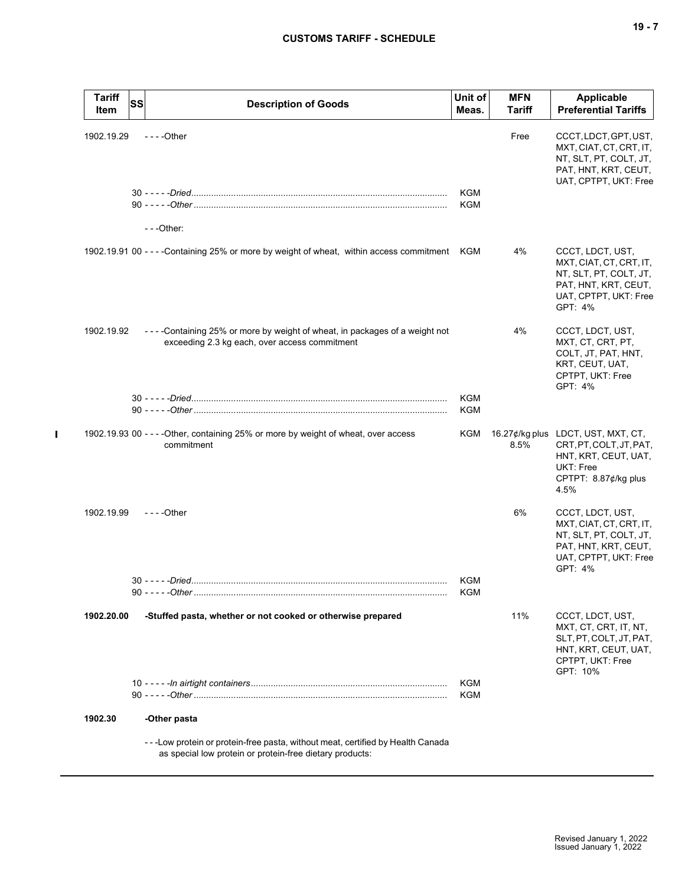| Tariff Item | SS | Description of Goods | Unit of Meas. | MFN Tariff | Applicable Preferential Tariffs |
|---|---|---|---|---|---|
| 1902.19.29 | | - - - -Other | | Free | CCCT, LDCT, GPT, UST, MXT, CIAT, CT, CRT, IT, NT, SLT, PT, COLT, JT, PAT, HNT, KRT, CEUT, UAT, CPTPT, UKT: Free |
| | | 30 - - - - -*Dried* | KGM | | |
| | | 90 - - - - -*Other* | KGM | | |
| | | - - -Other: | | | |
| 1902.19.91 | 00 | - - - -Containing 25% or more by weight of wheat, within access commitment | KGM | 4% | CCCT, LDCT, UST, MXT, CIAT, CT, CRT, IT, NT, SLT, PT, COLT, JT, PAT, HNT, KRT, CEUT, UAT, CPTPT, UKT: Free GPT: 4% |
| 1902.19.92 | | - - - -Containing 25% or more by weight of wheat, in packages of a weight not exceeding 2.3 kg each, over access commitment | | 4% | CCCT, LDCT, UST, MXT, CT, CRT, PT, COLT, JT, PAT, HNT, KRT, CEUT, UAT, CPTPT, UKT: Free GPT: 4% |
| | | 30 - - - - -*Dried* | KGM | | |
| | | 90 - - - - -*Other* | KGM | | |
| 1902.19.93 | 00 | - - - -Other, containing 25% or more by weight of wheat, over access commitment | KGM | 16.27¢/kg plus 8.5% | LDCT, UST, MXT, CT, CRT, PT, COLT, JT, PAT, HNT, KRT, CEUT, UAT, UKT: Free CPTPT: 8.87¢/kg plus 4.5% |
| 1902.19.99 | | - - - -Other | | 6% | CCCT, LDCT, UST, MXT, CIAT, CT, CRT, IT, NT, SLT, PT, COLT, JT, PAT, HNT, KRT, CEUT, UAT, CPTPT, UKT: Free GPT: 4% |
| | | 30 - - - - -*Dried* | KGM | | |
| | | 90 - - - - -*Other* | KGM | | |
| **1902.20.00** | | **-Stuffed pasta, whether or not cooked or otherwise prepared** | | 11% | CCCT, LDCT, UST, MXT, CT, CRT, IT, NT, SLT, PT, COLT, JT, PAT, HNT, KRT, CEUT, UAT, CPTPT, UKT: Free GPT: 10% |
| | | 10 - - - - -*In airtight containers* | KGM | | |
| | | 90 - - - - -*Other* | KGM | | |
| **1902.30** | | **-Other pasta** | | | |
| | | - - -Low protein or protein-free pasta, without meat, certified by Health Canada as special low protein or protein-free dietary products: | | | |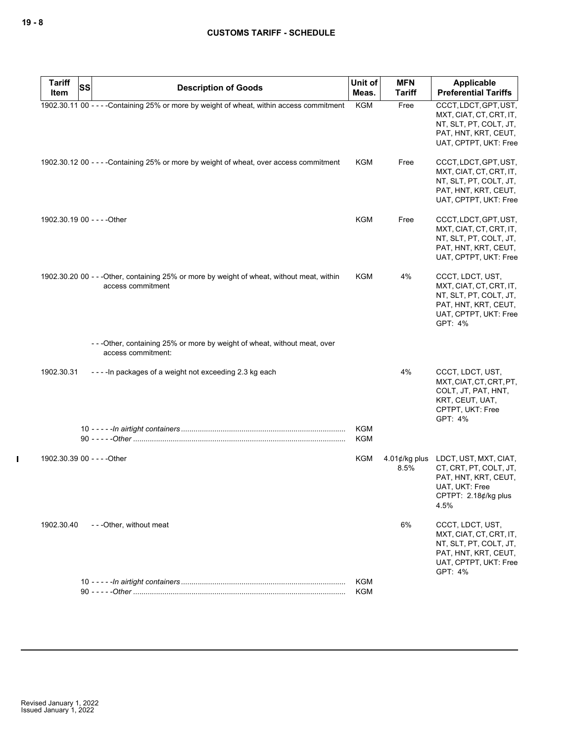| Tariff Item | SS | Description of Goods | Unit of Meas. | MFN Tariff | Applicable Preferential Tariffs |
|---|---|---|---|---|---|
| 1902.30.11 | 00 | - - - -Containing 25% or more by weight of wheat, within access commitment | KGM | Free | CCCT, LDCT, GPT, UST, MXT, CIAT, CT, CRT, IT, NT, SLT, PT, COLT, JT, PAT, HNT, KRT, CEUT, UAT, CPTPT, UKT: Free |
| 1902.30.12 | 00 | - - - -Containing 25% or more by weight of wheat, over access commitment | KGM | Free | CCCT, LDCT, GPT, UST, MXT, CIAT, CT, CRT, IT, NT, SLT, PT, COLT, JT, PAT, HNT, KRT, CEUT, UAT, CPTPT, UKT: Free |
| 1902.30.19 | 00 | - - - -Other | KGM | Free | CCCT, LDCT, GPT, UST, MXT, CIAT, CT, CRT, IT, NT, SLT, PT, COLT, JT, PAT, HNT, KRT, CEUT, UAT, CPTPT, UKT: Free |
| 1902.30.20 | 00 | - - -Other, containing 25% or more by weight of wheat, without meat, within access commitment | KGM | 4% | CCCT, LDCT, UST, MXT, CIAT, CT, CRT, IT, NT, SLT, PT, COLT, JT, PAT, HNT, KRT, CEUT, UAT, CPTPT, UKT: Free<br>GPT: 4% |
| | | - - -Other, containing 25% or more by weight of wheat, without meat, over access commitment: | | | |
| 1902.30.31 | | - - - -In packages of a weight not exceeding 2.3 kg each | | 4% | CCCT, LDCT, UST, MXT, CIAT, CT, CRT, PT, COLT, JT, PAT, HNT, KRT, CEUT, UAT, CPTPT, UKT: Free<br>GPT: 4% |
| | 10 | - - - - -*In airtight containers* | KGM | | |
| | 90 | - - - - -*Other* | KGM | | |
| 1902.30.39 | 00 | - - - -Other | KGM | 4.01¢/kg plus 8.5% | LDCT, UST, MXT, CIAT, CT, CRT, PT, COLT, JT, PAT, HNT, KRT, CEUT, UAT, UKT: Free<br>CPTPT: 2.18¢/kg plus 4.5% |
| 1902.30.40 | | - - -Other, without meat | | 6% | CCCT, LDCT, UST, MXT, CIAT, CT, CRT, IT, NT, SLT, PT, COLT, JT, PAT, HNT, KRT, CEUT, UAT, CPTPT, UKT: Free<br>GPT: 4% |
| | 10 | - - - - -*In airtight containers* | KGM | | |
| | 90 | - - - - -*Other* | KGM | | |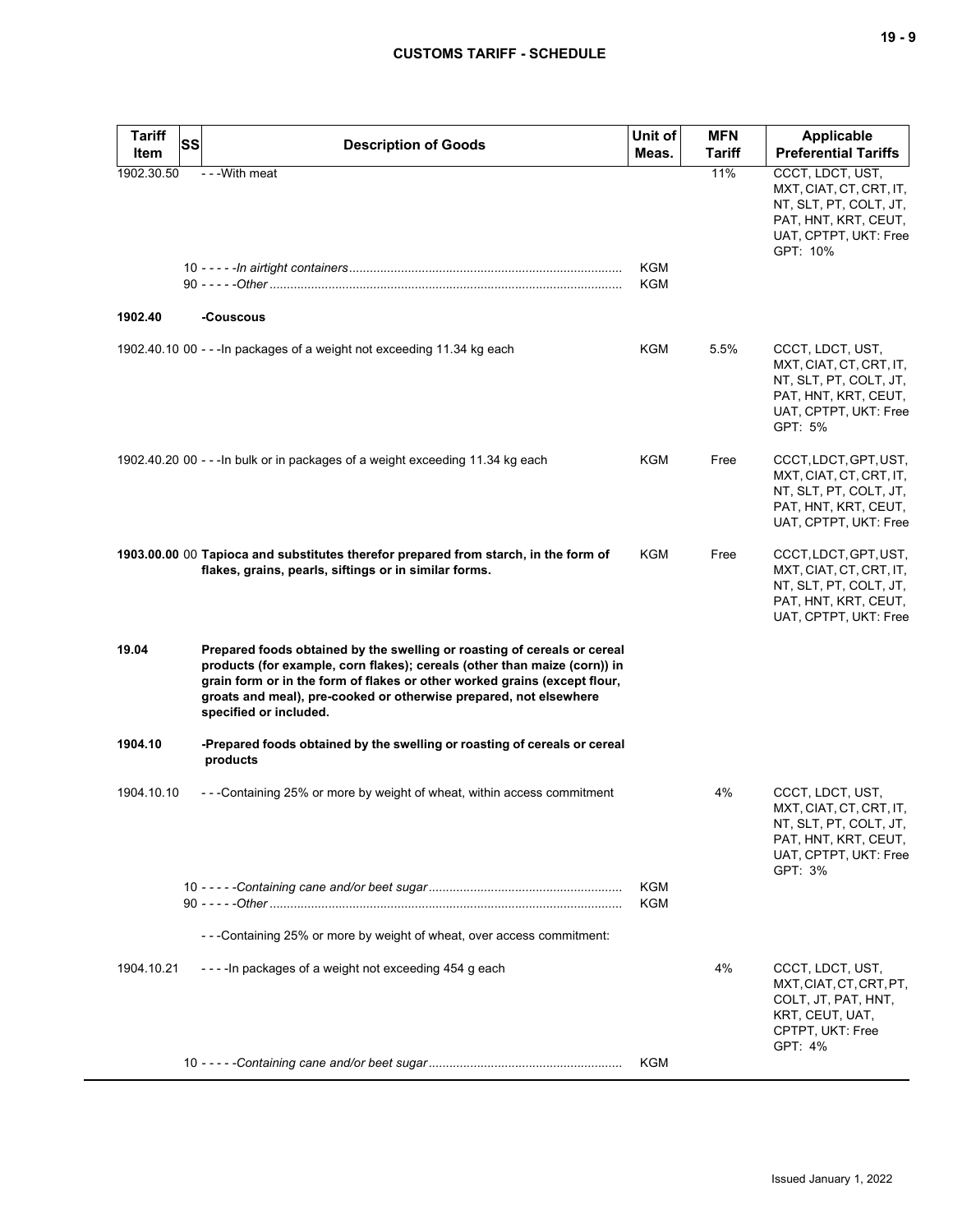| Tariff Item | SS | Description of Goods | Unit of Meas. | MFN Tariff | Applicable Preferential Tariffs |
|---|---|---|---|---|---|
| 1902.30.50 | | - - -With meat | | 11% | CCCT, LDCT, UST, MXT, CIAT, CT, CRT, IT, NT, SLT, PT, COLT, JT, PAT, HNT, KRT, CEUT, UAT, CPTPT, UKT: Free<br>GPT: 10% |
| | | 10 - - - - -*In airtight containers* | KGM | | |
| | | 90 - - - - -*Other* | KGM | | |
| **1902.40** | | **-Couscous** | | | |
| 1902.40.10 | 00 | - - -In packages of a weight not exceeding 11.34 kg each | KGM | 5.5% | CCCT, LDCT, UST, MXT, CIAT, CT, CRT, IT, NT, SLT, PT, COLT, JT, PAT, HNT, KRT, CEUT, UAT, CPTPT, UKT: Free<br>GPT: 5% |
| 1902.40.20 | 00 | - - -In bulk or in packages of a weight exceeding 11.34 kg each | KGM | Free | CCCT, LDCT, GPT, UST, MXT, CIAT, CT, CRT, IT, NT, SLT, PT, COLT, JT, PAT, HNT, KRT, CEUT, UAT, CPTPT, UKT: Free |
| **1903.00.00** | 00 | **Tapioca and substitutes therefor prepared from starch, in the form of flakes, grains, pearls, siftings or in similar forms.** | KGM | Free | CCCT, LDCT, GPT, UST, MXT, CIAT, CT, CRT, IT, NT, SLT, PT, COLT, JT, PAT, HNT, KRT, CEUT, UAT, CPTPT, UKT: Free |
| **19.04** | | **Prepared foods obtained by the swelling or roasting of cereals or cereal products (for example, corn flakes); cereals (other than maize (corn)) in grain form or in the form of flakes or other worked grains (except flour, groats and meal), pre-cooked or otherwise prepared, not elsewhere specified or included.** | | | |
| **1904.10** | | **-Prepared foods obtained by the swelling or roasting of cereals or cereal products** | | | |
| 1904.10.10 | | - - -Containing 25% or more by weight of wheat, within access commitment | | 4% | CCCT, LDCT, UST, MXT, CIAT, CT, CRT, IT, NT, SLT, PT, COLT, JT, PAT, HNT, KRT, CEUT, UAT, CPTPT, UKT: Free<br>GPT: 3% |
| | | 10 - - - - -*Containing cane and/or beet sugar* | KGM | | |
| | | 90 - - - - -*Other* | KGM | | |
| | | - - -Containing 25% or more by weight of wheat, over access commitment: | | | |
| 1904.10.21 | | - - - -In packages of a weight not exceeding 454 g each | | 4% | CCCT, LDCT, UST, MXT, CIAT, CT, CRT, PT, COLT, JT, PAT, HNT, KRT, CEUT, UAT, CPTPT, UKT: Free<br>GPT: 4% |
| | | 10 - - - - -*Containing cane and/or beet sugar* | KGM | | |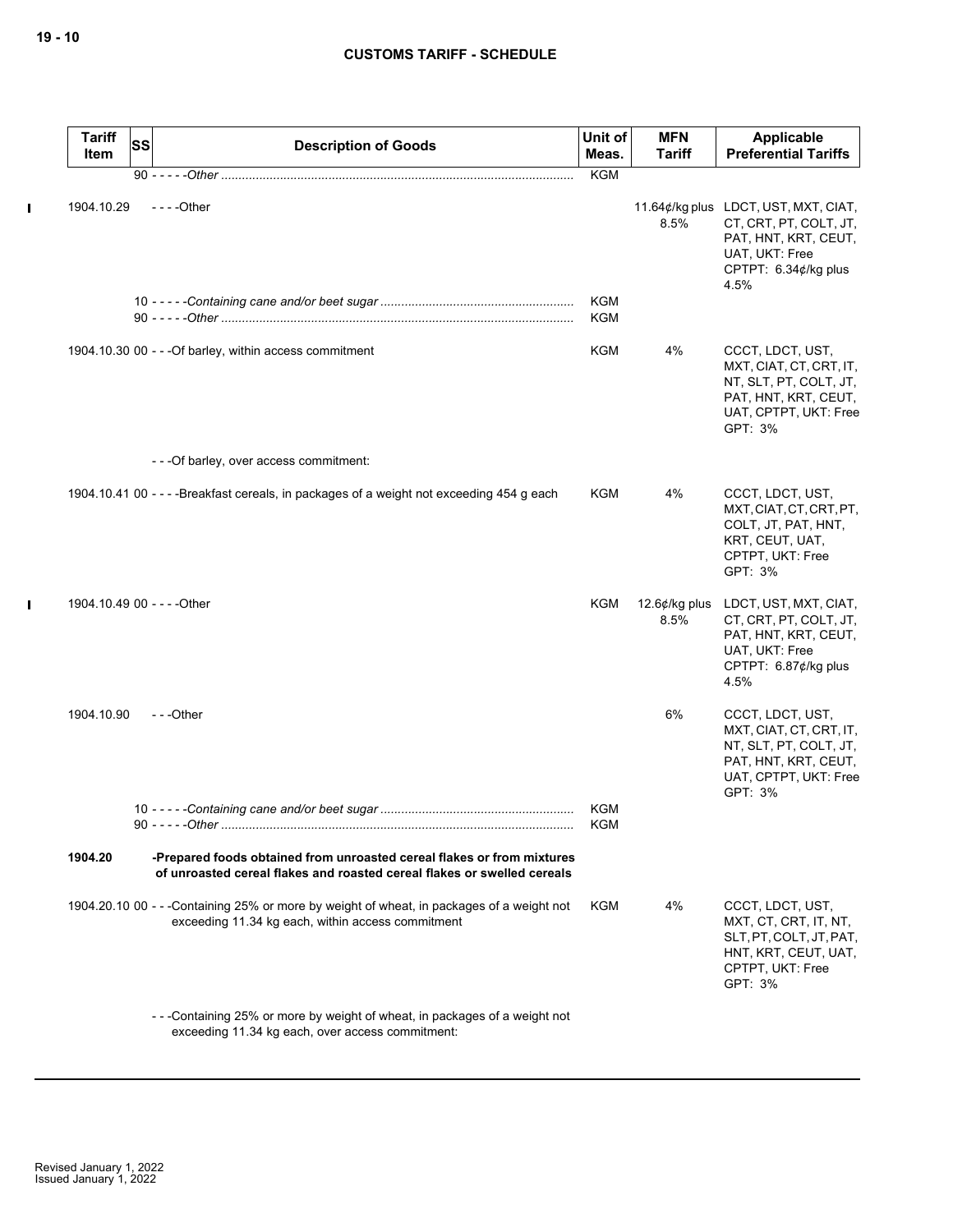| Tariff Item | SS | Description of Goods | Unit of Meas. | MFN Tariff | Applicable Preferential Tariffs |
|---|---|---|---|---|---|
| | 90 | - - - - -*Other* | KGM | | |
| 1904.10.29 | | - - - -Other | | 11.64¢/kg plus 8.5% | LDCT, UST, MXT, CIAT, CT, CRT, PT, COLT, JT, PAT, HNT, KRT, CEUT, UAT, UKT: Free<br>CPTPT: 6.34¢/kg plus 4.5% |
| | 10 | - - - - -*Containing cane and/or beet sugar* | KGM | | |
| | 90 | - - - - -*Other* | KGM | | |
| 1904.10.30 | 00 | - - -Of barley, within access commitment | KGM | 4% | CCCT, LDCT, UST, MXT, CIAT, CT, CRT, IT, NT, SLT, PT, COLT, JT, PAT, HNT, KRT, CEUT, UAT, CPTPT, UKT: Free<br>GPT: 3% |
| | | - - -Of barley, over access commitment: | | | |
| 1904.10.41 | 00 | - - - -Breakfast cereals, in packages of a weight not exceeding 454 g each | KGM | 4% | CCCT, LDCT, UST, MXT, CIAT, CT, CRT, PT, COLT, JT, PAT, HNT, KRT, CEUT, UAT, CPTPT, UKT: Free<br>GPT: 3% |
| 1904.10.49 | 00 | - - - -Other | KGM | 12.6¢/kg plus 8.5% | LDCT, UST, MXT, CIAT, CT, CRT, PT, COLT, JT, PAT, HNT, KRT, CEUT, UAT, UKT: Free<br>CPTPT: 6.87¢/kg plus 4.5% |
| 1904.10.90 | | - - -Other | | 6% | CCCT, LDCT, UST, MXT, CIAT, CT, CRT, IT, NT, SLT, PT, COLT, JT, PAT, HNT, KRT, CEUT, UAT, CPTPT, UKT: Free<br>GPT: 3% |
| | 10 | - - - - -*Containing cane and/or beet sugar* | KGM | | |
| | 90 | - - - - -*Other* | KGM | | |
| **1904.20** | | **-Prepared foods obtained from unroasted cereal flakes or from mixtures of unroasted cereal flakes and roasted cereal flakes or swelled cereals** | | | |
| 1904.20.10 | 00 | - - -Containing 25% or more by weight of wheat, in packages of a weight not exceeding 11.34 kg each, within access commitment | KGM | 4% | CCCT, LDCT, UST, MXT, CT, CRT, IT, NT, SLT, PT, COLT, JT, PAT, HNT, KRT, CEUT, UAT, CPTPT, UKT: Free<br>GPT: 3% |
| | | - - -Containing 25% or more by weight of wheat, in packages of a weight not exceeding 11.34 kg each, over access commitment: | | | |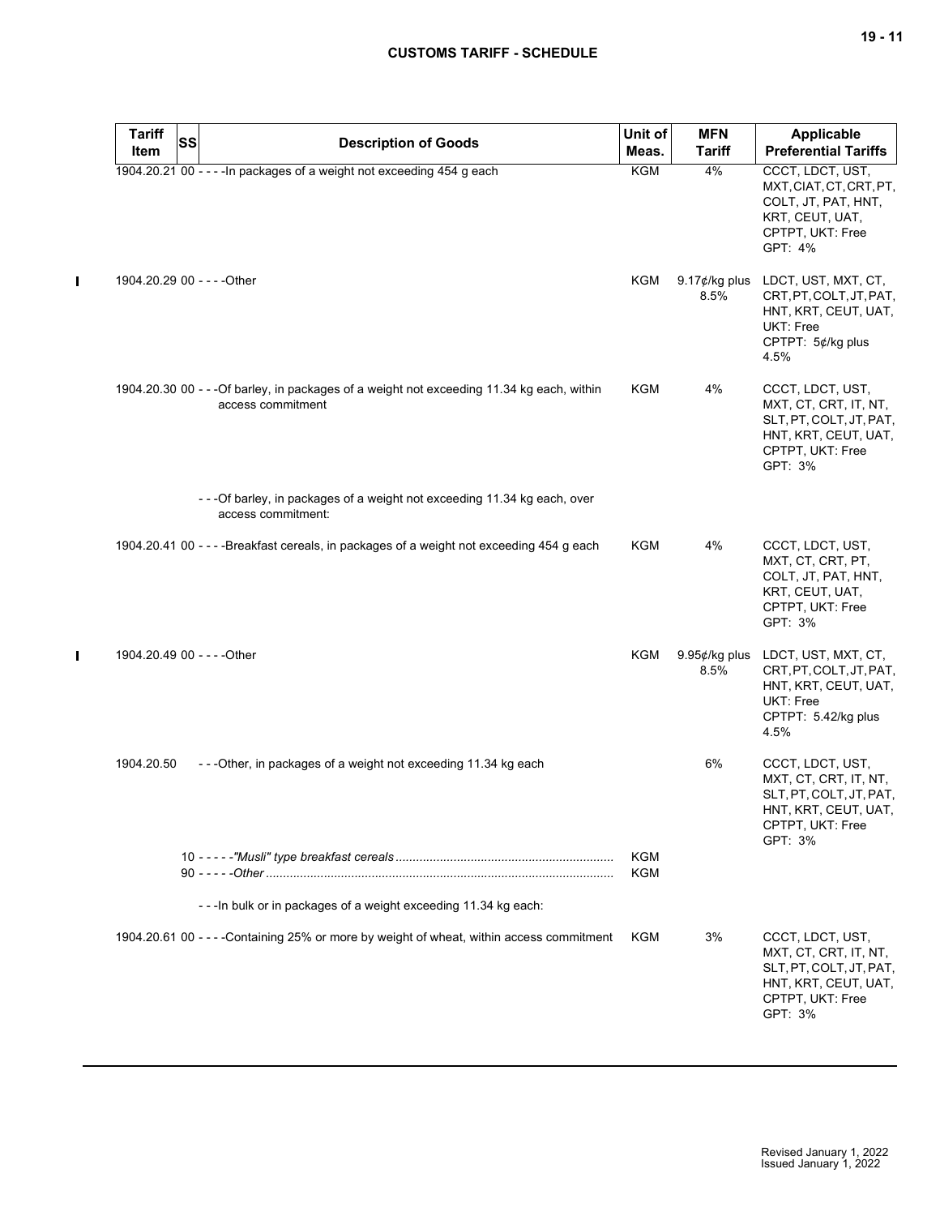| Tariff Item | SS | Description of Goods | Unit of Meas. | MFN Tariff | Applicable Preferential Tariffs |
|---|---|---|---|---|---|
| 1904.20.21 | 00 | - - - -In packages of a weight not exceeding 454 g each | KGM | 4% | CCCT, LDCT, UST, MXT, CIAT, CT, CRT, PT, COLT, JT, PAT, HNT, KRT, CEUT, UAT, CPTPT, UKT: Free<br>GPT: 4% |
| 1904.20.29 | 00 | - - - -Other | KGM | 9.17¢/kg plus 8.5% | LDCT, UST, MXT, CT, CRT, PT, COLT, JT, PAT, HNT, KRT, CEUT, UAT, UKT: Free<br>CPTPT: 5¢/kg plus 4.5% |
| 1904.20.30 | 00 | - - -Of barley, in packages of a weight not exceeding 11.34 kg each, within access commitment | KGM | 4% | CCCT, LDCT, UST, MXT, CT, CRT, IT, NT, SLT, PT, COLT, JT, PAT, HNT, KRT, CEUT, UAT, CPTPT, UKT: Free<br>GPT: 3% |
| | | - - -Of barley, in packages of a weight not exceeding 11.34 kg each, over access commitment: | | | |
| 1904.20.41 | 00 | - - - -Breakfast cereals, in packages of a weight not exceeding 454 g each | KGM | 4% | CCCT, LDCT, UST, MXT, CT, CRT, PT, COLT, JT, PAT, HNT, KRT, CEUT, UAT, CPTPT, UKT: Free<br>GPT: 3% |
| 1904.20.49 | 00 | - - - -Other | KGM | 9.95¢/kg plus 8.5% | LDCT, UST, MXT, CT, CRT, PT, COLT, JT, PAT, HNT, KRT, CEUT, UAT, UKT: Free<br>CPTPT: 5.42/kg plus 4.5% |
| 1904.20.50 | | - - -Other, in packages of a weight not exceeding 11.34 kg each | | 6% | CCCT, LDCT, UST, MXT, CT, CRT, IT, NT, SLT, PT, COLT, JT, PAT, HNT, KRT, CEUT, UAT, CPTPT, UKT: Free<br>GPT: 3% |
| | 10 | - - - - -*"Musli" type breakfast cereals* | KGM | | |
| | 90 | - - - - -*Other* | KGM | | |
| | | - - -In bulk or in packages of a weight exceeding 11.34 kg each: | | | |
| 1904.20.61 | 00 | - - - -Containing 25% or more by weight of wheat, within access commitment | KGM | 3% | CCCT, LDCT, UST, MXT, CT, CRT, IT, NT, SLT, PT, COLT, JT, PAT, HNT, KRT, CEUT, UAT, CPTPT, UKT: Free<br>GPT: 3% |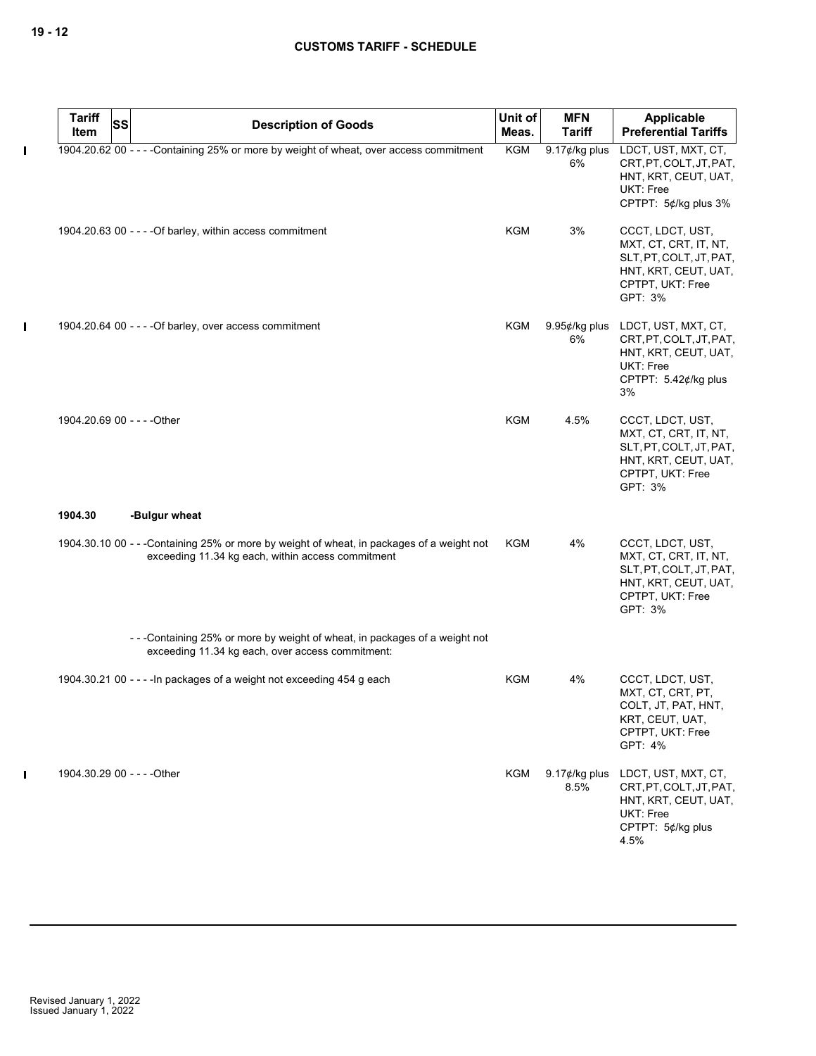| Tariff Item | SS | Description of Goods | Unit of Meas. | MFN Tariff | Applicable Preferential Tariffs |
|---|---|---|---|---|---|
| 1904.20.62 | 00 | - - - -Containing 25% or more by weight of wheat, over access commitment | KGM | 9.17¢/kg plus 6% | LDCT, UST, MXT, CT, CRT, PT, COLT, JT, PAT, HNT, KRT, CEUT, UAT, UKT: Free<br>CPTPT: 5¢/kg plus 3% |
| 1904.20.63 | 00 | - - - -Of barley, within access commitment | KGM | 3% | CCCT, LDCT, UST, MXT, CT, CRT, IT, NT, SLT, PT, COLT, JT, PAT, HNT, KRT, CEUT, UAT, CPTPT, UKT: Free<br>GPT: 3% |
| 1904.20.64 | 00 | - - - -Of barley, over access commitment | KGM | 9.95¢/kg plus 6% | LDCT, UST, MXT, CT, CRT, PT, COLT, JT, PAT, HNT, KRT, CEUT, UAT, UKT: Free<br>CPTPT: 5.42¢/kg plus 3% |
| 1904.20.69 | 00 | - - - -Other | KGM | 4.5% | CCCT, LDCT, UST, MXT, CT, CRT, IT, NT, SLT, PT, COLT, JT, PAT, HNT, KRT, CEUT, UAT, CPTPT, UKT: Free<br>GPT: 3% |
| **1904.30** | | **-Bulgur wheat** | | | |
| 1904.30.10 | 00 | - - -Containing 25% or more by weight of wheat, in packages of a weight not exceeding 11.34 kg each, within access commitment | KGM | 4% | CCCT, LDCT, UST, MXT, CT, CRT, IT, NT, SLT, PT, COLT, JT, PAT, HNT, KRT, CEUT, UAT, CPTPT, UKT: Free<br>GPT: 3% |
| | | - - -Containing 25% or more by weight of wheat, in packages of a weight not exceeding 11.34 kg each, over access commitment: | | | |
| 1904.30.21 | 00 | - - - -In packages of a weight not exceeding 454 g each | KGM | 4% | CCCT, LDCT, UST, MXT, CT, CRT, PT, COLT, JT, PAT, HNT, KRT, CEUT, UAT, CPTPT, UKT: Free<br>GPT: 4% |
| 1904.30.29 | 00 | - - - -Other | KGM | 9.17¢/kg plus 8.5% | LDCT, UST, MXT, CT, CRT, PT, COLT, JT, PAT, HNT, KRT, CEUT, UAT, UKT: Free<br>CPTPT: 5¢/kg plus 4.5% |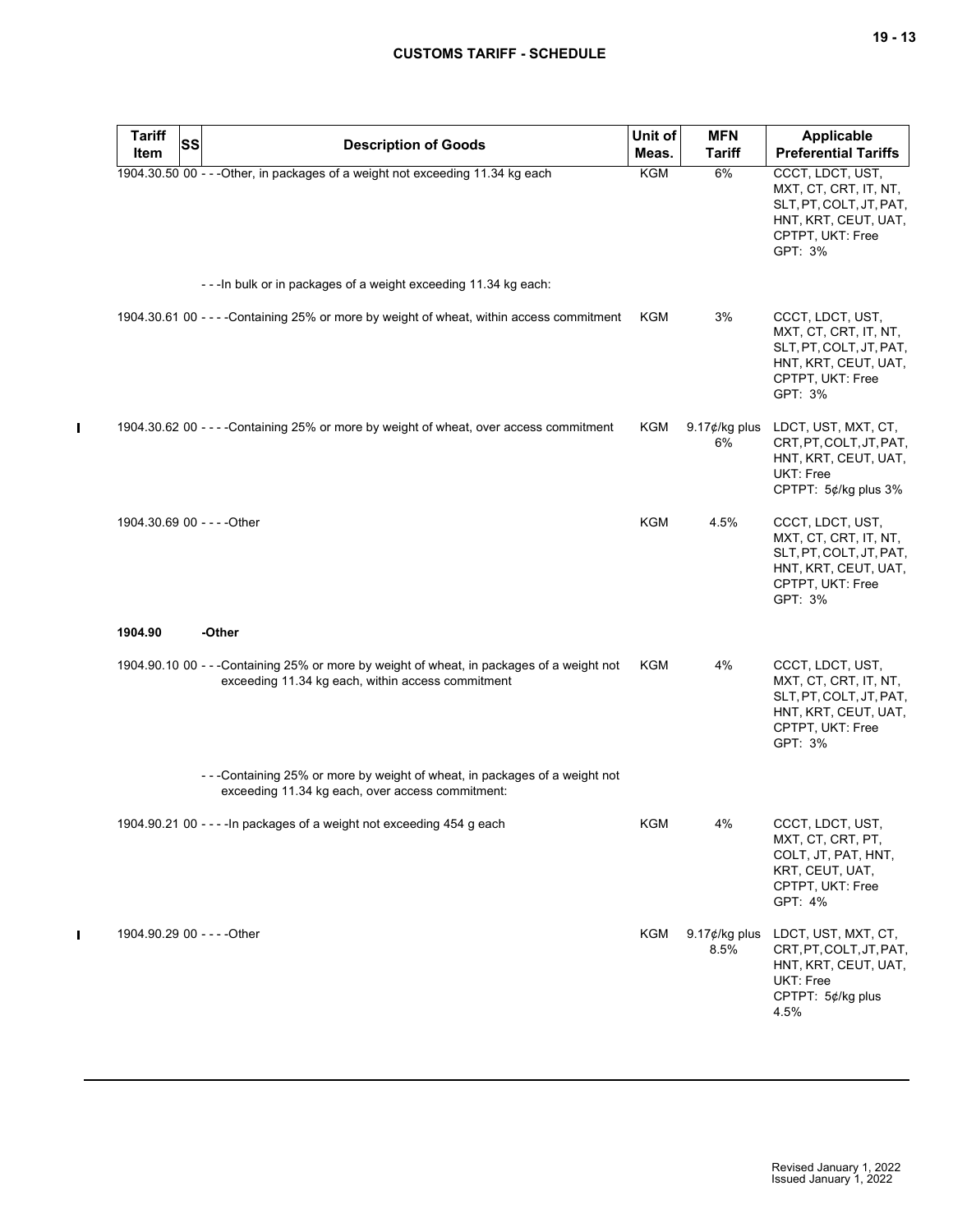| Tariff Item | SS | Description of Goods | Unit of Meas. | MFN Tariff | Applicable Preferential Tariffs |
|---|---|---|---|---|---|
| 1904.30.50 | 00 | - - -Other, in packages of a weight not exceeding 11.34 kg each | KGM | 6% | CCCT, LDCT, UST, MXT, CT, CRT, IT, NT, SLT, PT, COLT, JT, PAT, HNT, KRT, CEUT, UAT, CPTPT, UKT: Free<br>GPT: 3% |
| | | - - -In bulk or in packages of a weight exceeding 11.34 kg each: | | | |
| 1904.30.61 | 00 | - - - -Containing 25% or more by weight of wheat, within access commitment | KGM | 3% | CCCT, LDCT, UST, MXT, CT, CRT, IT, NT, SLT, PT, COLT, JT, PAT, HNT, KRT, CEUT, UAT, CPTPT, UKT: Free<br>GPT: 3% |
| 1904.30.62 | 00 | - - - -Containing 25% or more by weight of wheat, over access commitment | KGM | 9.17¢/kg plus 6% | LDCT, UST, MXT, CT, CRT, PT, COLT, JT, PAT, HNT, KRT, CEUT, UAT, UKT: Free<br>CPTPT: 5¢/kg plus 3% |
| 1904.30.69 | 00 | - - - -Other | KGM | 4.5% | CCCT, LDCT, UST, MXT, CT, CRT, IT, NT, SLT, PT, COLT, JT, PAT, HNT, KRT, CEUT, UAT, CPTPT, UKT: Free<br>GPT: 3% |
| **1904.90** | | **-Other** | | | |
| 1904.90.10 | 00 | - - -Containing 25% or more by weight of wheat, in packages of a weight not exceeding 11.34 kg each, within access commitment | KGM | 4% | CCCT, LDCT, UST, MXT, CT, CRT, IT, NT, SLT, PT, COLT, JT, PAT, HNT, KRT, CEUT, UAT, CPTPT, UKT: Free<br>GPT: 3% |
| | | - - -Containing 25% or more by weight of wheat, in packages of a weight not exceeding 11.34 kg each, over access commitment: | | | |
| 1904.90.21 | 00 | - - - -In packages of a weight not exceeding 454 g each | KGM | 4% | CCCT, LDCT, UST, MXT, CT, CRT, PT, COLT, JT, PAT, HNT, KRT, CEUT, UAT, CPTPT, UKT: Free<br>GPT: 4% |
| 1904.90.29 | 00 | - - - -Other | KGM | 9.17¢/kg plus 8.5% | LDCT, UST, MXT, CT, CRT, PT, COLT, JT, PAT, HNT, KRT, CEUT, UAT, UKT: Free<br>CPTPT: 5¢/kg plus 4.5% |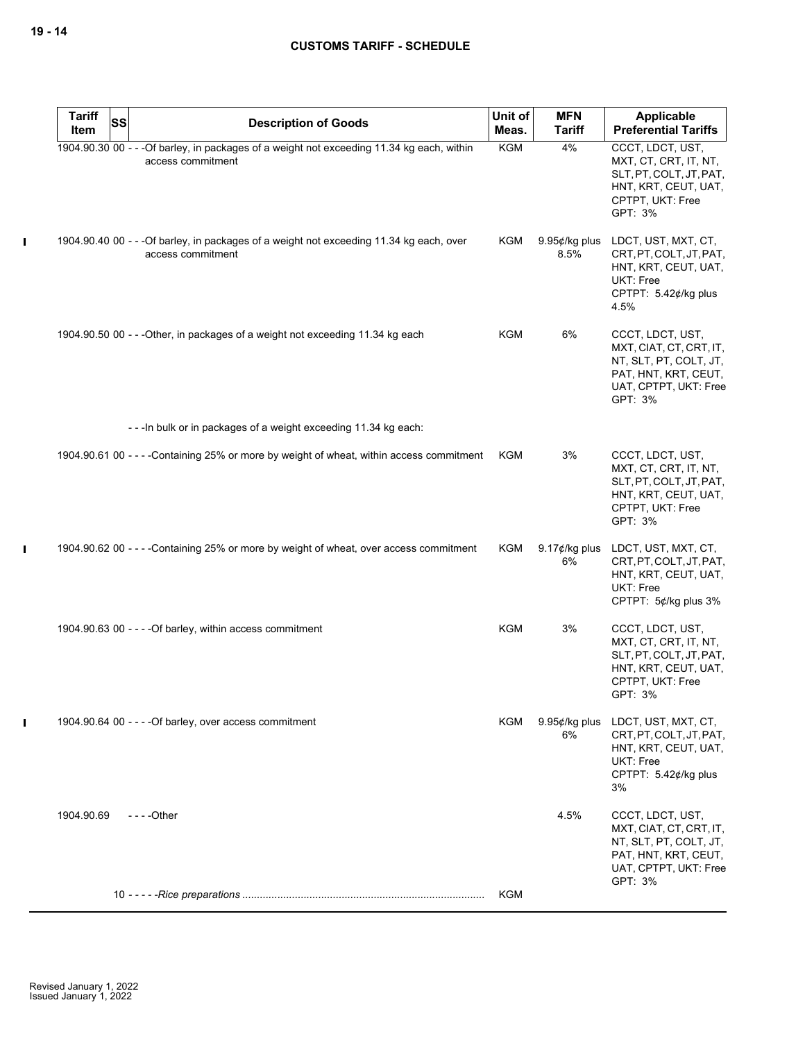**CUSTOMS TARIFF - SCHEDULE**

| Tariff Item | SS | Description of Goods | Unit of Meas. | MFN Tariff | Applicable Preferential Tariffs |
|---|---|---|---|---|---|
| 1904.90.30 | 00 | - - -Of barley, in packages of a weight not exceeding 11.34 kg each, within access commitment | KGM | 4% | CCCT, LDCT, UST, MXT, CT, CRT, IT, NT, SLT, PT, COLT, JT, PAT, HNT, KRT, CEUT, UAT, CPTPT, UKT: Free<br>GPT: 3% |
| 1904.90.40 | 00 | - - -Of barley, in packages of a weight not exceeding 11.34 kg each, over access commitment | KGM | 9.95¢/kg plus 8.5% | LDCT, UST, MXT, CT, CRT, PT, COLT, JT, PAT, HNT, KRT, CEUT, UAT, UKT: Free<br>CPTPT: 5.42¢/kg plus 4.5% |
| 1904.90.50 | 00 | - - -Other, in packages of a weight not exceeding 11.34 kg each | KGM | 6% | CCCT, LDCT, UST, MXT, CIAT, CT, CRT, IT, NT, SLT, PT, COLT, JT, PAT, HNT, KRT, CEUT, UAT, CPTPT, UKT: Free<br>GPT: 3% |
| | | - - -In bulk or in packages of a weight exceeding 11.34 kg each: | | | |
| 1904.90.61 | 00 | - - - -Containing 25% or more by weight of wheat, within access commitment | KGM | 3% | CCCT, LDCT, UST, MXT, CT, CRT, IT, NT, SLT, PT, COLT, JT, PAT, HNT, KRT, CEUT, UAT, CPTPT, UKT: Free<br>GPT: 3% |
| 1904.90.62 | 00 | - - - -Containing 25% or more by weight of wheat, over access commitment | KGM | 9.17¢/kg plus 6% | LDCT, UST, MXT, CT, CRT, PT, COLT, JT, PAT, HNT, KRT, CEUT, UAT, UKT: Free<br>CPTPT: 5¢/kg plus 3% |
| 1904.90.63 | 00 | - - - -Of barley, within access commitment | KGM | 3% | CCCT, LDCT, UST, MXT, CT, CRT, IT, NT, SLT, PT, COLT, JT, PAT, HNT, KRT, CEUT, UAT, CPTPT, UKT: Free<br>GPT: 3% |
| 1904.90.64 | 00 | - - - -Of barley, over access commitment | KGM | 9.95¢/kg plus 6% | LDCT, UST, MXT, CT, CRT, PT, COLT, JT, PAT, HNT, KRT, CEUT, UAT, UKT: Free<br>CPTPT: 5.42¢/kg plus 3% |
| 1904.90.69 | | - - - -Other | | 4.5% | CCCT, LDCT, UST, MXT, CIAT, CT, CRT, IT, NT, SLT, PT, COLT, JT, PAT, HNT, KRT, CEUT, UAT, CPTPT, UKT: Free<br>GPT: 3% |
| | 10 | - - - - -*Rice preparations* | KGM | | |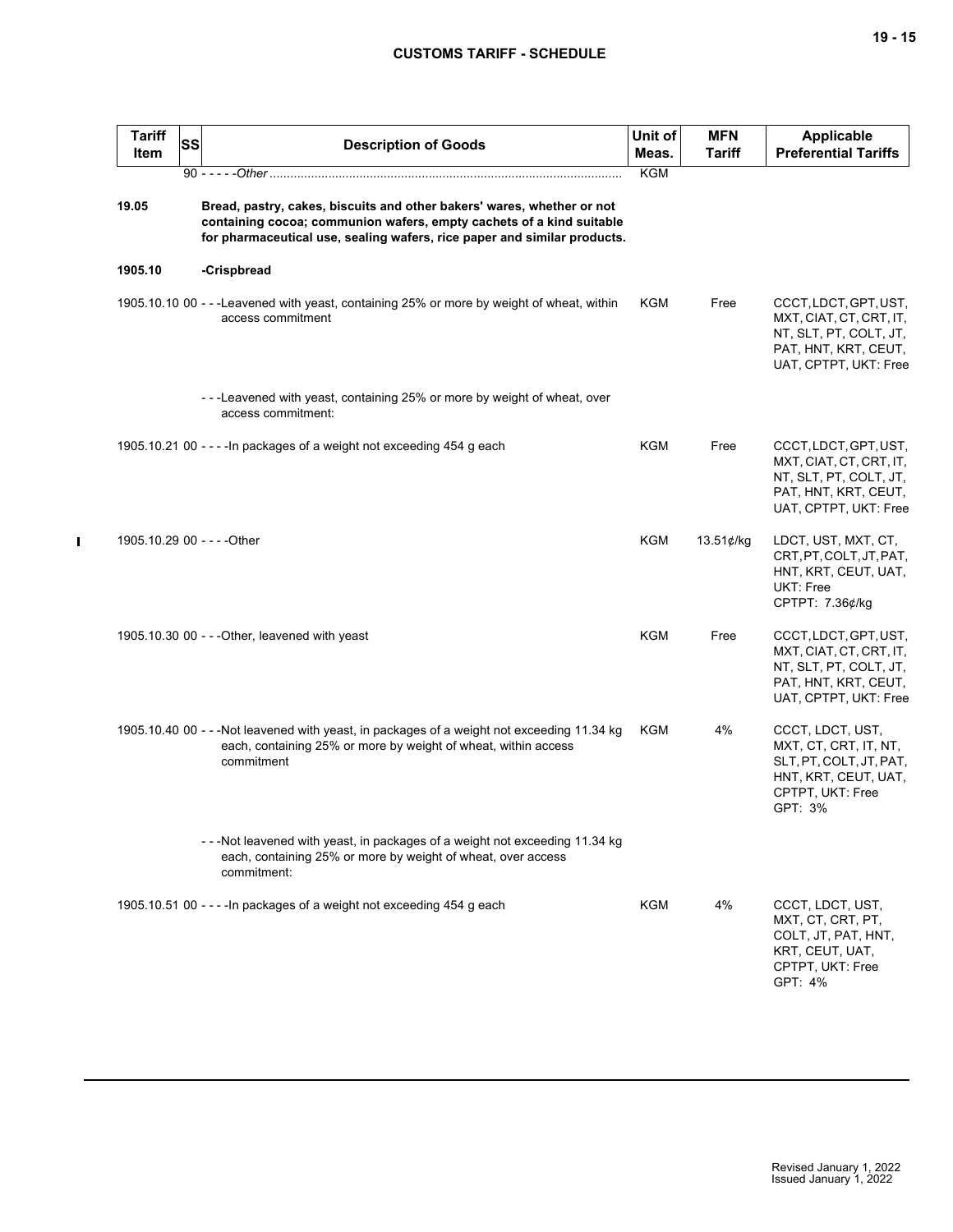| Tariff Item | SS | Description of Goods | Unit of Meas. | MFN Tariff | Applicable Preferential Tariffs |
|---|---|---|---|---|---|
| | 90 | - - - - -*Other* | KGM | | |
| 19.05 | | **Bread, pastry, cakes, biscuits and other bakers' wares, whether or not containing cocoa; communion wafers, empty cachets of a kind suitable for pharmaceutical use, sealing wafers, rice paper and similar products.** | | | |
| 1905.10 | | **-Crispbread** | | | |
| 1905.10.10 | 00 | - - -Leavened with yeast, containing 25% or more by weight of wheat, within access commitment | KGM | Free | CCCT, LDCT, GPT, UST, MXT, CIAT, CT, CRT, IT, NT, SLT, PT, COLT, JT, PAT, HNT, KRT, CEUT, UAT, CPTPT, UKT: Free |
| | | - - -Leavened with yeast, containing 25% or more by weight of wheat, over access commitment: | | | |
| 1905.10.21 | 00 | - - - -In packages of a weight not exceeding 454 g each | KGM | Free | CCCT, LDCT, GPT, UST, MXT, CIAT, CT, CRT, IT, NT, SLT, PT, COLT, JT, PAT, HNT, KRT, CEUT, UAT, CPTPT, UKT: Free |
| 1905.10.29 | 00 | - - - -Other | KGM | 13.51¢/kg | LDCT, UST, MXT, CT, CRT, PT, COLT, JT, PAT, HNT, KRT, CEUT, UAT, UKT: Free<br>CPTPT: 7.36¢/kg |
| 1905.10.30 | 00 | - - -Other, leavened with yeast | KGM | Free | CCCT, LDCT, GPT, UST, MXT, CIAT, CT, CRT, IT, NT, SLT, PT, COLT, JT, PAT, HNT, KRT, CEUT, UAT, CPTPT, UKT: Free |
| 1905.10.40 | 00 | - - -Not leavened with yeast, in packages of a weight not exceeding 11.34 kg each, containing 25% or more by weight of wheat, within access commitment | KGM | 4% | CCCT, LDCT, UST, MXT, CT, CRT, IT, NT, SLT, PT, COLT, JT, PAT, HNT, KRT, CEUT, UAT, CPTPT, UKT: Free<br>GPT: 3% |
| | | - - -Not leavened with yeast, in packages of a weight not exceeding 11.34 kg each, containing 25% or more by weight of wheat, over access commitment: | | | |
| 1905.10.51 | 00 | - - - -In packages of a weight not exceeding 454 g each | KGM | 4% | CCCT, LDCT, UST, MXT, CT, CRT, PT, COLT, JT, PAT, HNT, KRT, CEUT, UAT, CPTPT, UKT: Free<br>GPT: 4% |

Revised January 1, 2022
Issued January 1, 2022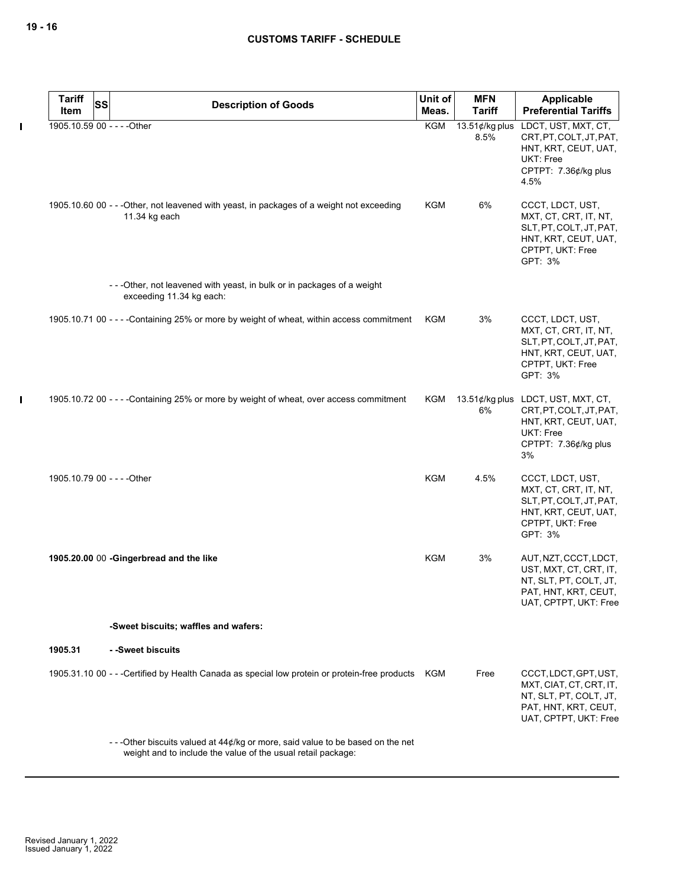| Tariff Item | SS | Description of Goods | Unit of Meas. | MFN Tariff | Applicable Preferential Tariffs |
|---|---|---|---|---|---|
| 1905.10.59 | 00 | - - - -Other | KGM | 13.51¢/kg plus 8.5% | LDCT, UST, MXT, CT, CRT, PT, COLT, JT, PAT, HNT, KRT, CEUT, UAT, UKT: Free<br>CPTPT: 7.36¢/kg plus 4.5% |
| 1905.10.60 | 00 | - - -Other, not leavened with yeast, in packages of a weight not exceeding 11.34 kg each | KGM | 6% | CCCT, LDCT, UST, MXT, CT, CRT, IT, NT, SLT, PT, COLT, JT, PAT, HNT, KRT, CEUT, UAT, CPTPT, UKT: Free<br>GPT: 3% |
| | | - - -Other, not leavened with yeast, in bulk or in packages of a weight exceeding 11.34 kg each: | | | |
| 1905.10.71 | 00 | - - - -Containing 25% or more by weight of wheat, within access commitment | KGM | 3% | CCCT, LDCT, UST, MXT, CT, CRT, IT, NT, SLT, PT, COLT, JT, PAT, HNT, KRT, CEUT, UAT, CPTPT, UKT: Free<br>GPT: 3% |
| 1905.10.72 | 00 | - - - -Containing 25% or more by weight of wheat, over access commitment | KGM | 13.51¢/kg plus 6% | LDCT, UST, MXT, CT, CRT, PT, COLT, JT, PAT, HNT, KRT, CEUT, UAT, UKT: Free<br>CPTPT: 7.36¢/kg plus 3% |
| 1905.10.79 | 00 | - - - -Other | KGM | 4.5% | CCCT, LDCT, UST, MXT, CT, CRT, IT, NT, SLT, PT, COLT, JT, PAT, HNT, KRT, CEUT, UAT, CPTPT, UKT: Free<br>GPT: 3% |
| **1905.20.00** | 00 | **-Gingerbread and the like** | KGM | 3% | AUT, NZT, CCCT, LDCT, UST, MXT, CT, CRT, IT, NT, SLT, PT, COLT, JT, PAT, HNT, KRT, CEUT, UAT, CPTPT, UKT: Free |
| | | **-Sweet biscuits; waffles and wafers:** | | | |
| **1905.31** | | **- -Sweet biscuits** | | | |
| 1905.31.10 | 00 | - - -Certified by Health Canada as special low protein or protein-free products | KGM | Free | CCCT, LDCT, GPT, UST, MXT, CIAT, CT, CRT, IT, NT, SLT, PT, COLT, JT, PAT, HNT, KRT, CEUT, UAT, CPTPT, UKT: Free |
| | | - - -Other biscuits valued at 44¢/kg or more, said value to be based on the net weight and to include the value of the usual retail package: | | | |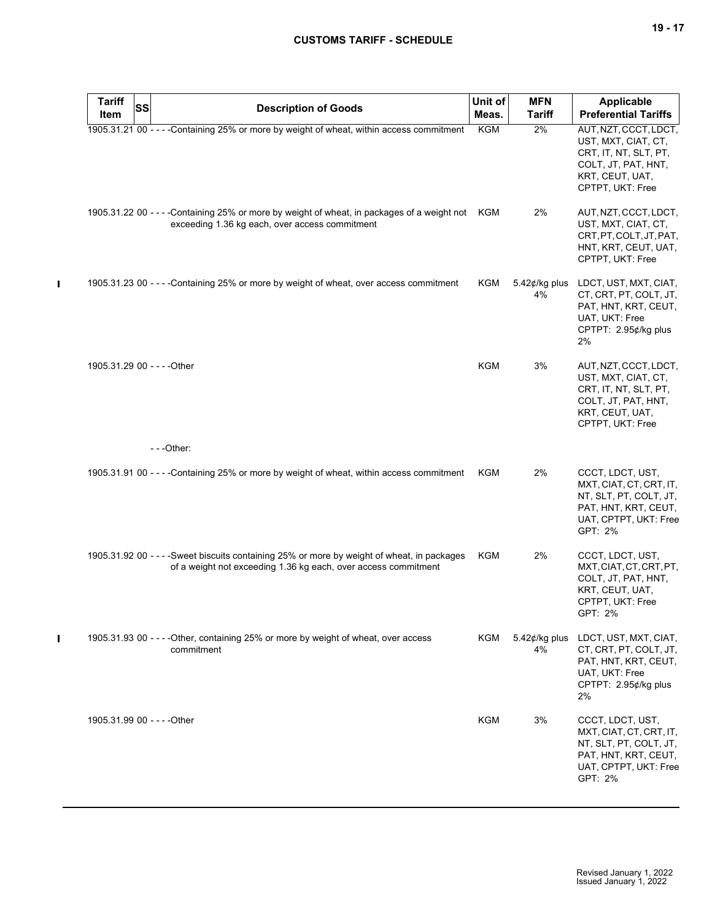| Tariff Item | SS | Description of Goods | Unit of Meas. | MFN Tariff | Applicable Preferential Tariffs |
|---|---|---|---|---|---|
| 1905.31.21 | 00 | - - - -Containing 25% or more by weight of wheat, within access commitment | KGM | 2% | AUT, NZT, CCCT, LDCT, UST, MXT, CIAT, CT, CRT, IT, NT, SLT, PT, COLT, JT, PAT, HNT, KRT, CEUT, UAT, CPTPT, UKT: Free |
| 1905.31.22 | 00 | - - - -Containing 25% or more by weight of wheat, in packages of a weight not exceeding 1.36 kg each, over access commitment | KGM | 2% | AUT, NZT, CCCT, LDCT, UST, MXT, CIAT, CT, CRT, PT, COLT, JT, PAT, HNT, KRT, CEUT, UAT, CPTPT, UKT: Free |
| 1905.31.23 | 00 | - - - -Containing 25% or more by weight of wheat, over access commitment | KGM | 5.42¢/kg plus 4% | LDCT, UST, MXT, CIAT, CT, CRT, PT, COLT, JT, PAT, HNT, KRT, CEUT, UAT, UKT: Free<br>CPTPT: 2.95¢/kg plus 2% |
| 1905.31.29 | 00 | - - - -Other | KGM | 3% | AUT, NZT, CCCT, LDCT, UST, MXT, CIAT, CT, CRT, IT, NT, SLT, PT, COLT, JT, PAT, HNT, KRT, CEUT, UAT, CPTPT, UKT: Free |
| | | - - -Other: | | | |
| 1905.31.91 | 00 | - - - -Containing 25% or more by weight of wheat, within access commitment | KGM | 2% | CCCT, LDCT, UST, MXT, CIAT, CT, CRT, IT, NT, SLT, PT, COLT, JT, PAT, HNT, KRT, CEUT, UAT, CPTPT, UKT: Free<br>GPT: 2% |
| 1905.31.92 | 00 | - - - -Sweet biscuits containing 25% or more by weight of wheat, in packages of a weight not exceeding 1.36 kg each, over access commitment | KGM | 2% | CCCT, LDCT, UST, MXT, CIAT, CT, CRT, PT, COLT, JT, PAT, HNT, KRT, CEUT, UAT, CPTPT, UKT: Free<br>GPT: 2% |
| 1905.31.93 | 00 | - - - -Other, containing 25% or more by weight of wheat, over access commitment | KGM | 5.42¢/kg plus 4% | LDCT, UST, MXT, CIAT, CT, CRT, PT, COLT, JT, PAT, HNT, KRT, CEUT, UAT, UKT: Free<br>CPTPT: 2.95¢/kg plus 2% |
| 1905.31.99 | 00 | - - - -Other | KGM | 3% | CCCT, LDCT, UST, MXT, CIAT, CT, CRT, IT, NT, SLT, PT, COLT, JT, PAT, HNT, KRT, CEUT, UAT, CPTPT, UKT: Free<br>GPT: 2% |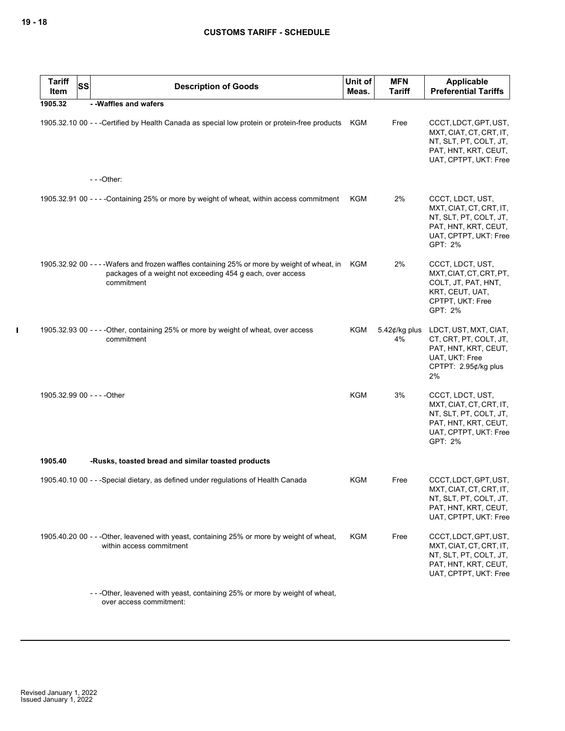| Tariff Item | SS | Description of Goods | Unit of Meas. | MFN Tariff | Applicable Preferential Tariffs |
|---|---|---|---|---|---|
| 1905.32 | | - -Waffles and wafers | | | |
| 1905.32.10 | 00 | - - -Certified by Health Canada as special low protein or protein-free products | KGM | Free | CCCT, LDCT, GPT, UST, MXT, CIAT, CT, CRT, IT, NT, SLT, PT, COLT, JT, PAT, HNT, KRT, CEUT, UAT, CPTPT, UKT: Free |
| | | - - -Other: | | | |
| 1905.32.91 | 00 | - - - -Containing 25% or more by weight of wheat, within access commitment | KGM | 2% | CCCT, LDCT, UST, MXT, CIAT, CT, CRT, IT, NT, SLT, PT, COLT, JT, PAT, HNT, KRT, CEUT, UAT, CPTPT, UKT: Free GPT: 2% |
| 1905.32.92 | 00 | - - - -Wafers and frozen waffles containing 25% or more by weight of wheat, in packages of a weight not exceeding 454 g each, over access commitment | KGM | 2% | CCCT, LDCT, UST, MXT, CIAT, CT, CRT, PT, COLT, JT, PAT, HNT, KRT, CEUT, UAT, CPTPT, UKT: Free GPT: 2% |
| 1905.32.93 | 00 | - - - -Other, containing 25% or more by weight of wheat, over access commitment | KGM | 5.42¢/kg plus 4% | LDCT, UST, MXT, CIAT, CT, CRT, PT, COLT, JT, PAT, HNT, KRT, CEUT, UAT, UKT: Free CPTPT: 2.95¢/kg plus 2% |
| 1905.32.99 | 00 | - - - -Other | KGM | 3% | CCCT, LDCT, UST, MXT, CIAT, CT, CRT, IT, NT, SLT, PT, COLT, JT, PAT, HNT, KRT, CEUT, UAT, CPTPT, UKT: Free GPT: 2% |
| 1905.40 | | -Rusks, toasted bread and similar toasted products | | | |
| 1905.40.10 | 00 | - - -Special dietary, as defined under regulations of Health Canada | KGM | Free | CCCT, LDCT, GPT, UST, MXT, CIAT, CT, CRT, IT, NT, SLT, PT, COLT, JT, PAT, HNT, KRT, CEUT, UAT, CPTPT, UKT: Free |
| 1905.40.20 | 00 | - - -Other, leavened with yeast, containing 25% or more by weight of wheat, within access commitment | KGM | Free | CCCT, LDCT, GPT, UST, MXT, CIAT, CT, CRT, IT, NT, SLT, PT, COLT, JT, PAT, HNT, KRT, CEUT, UAT, CPTPT, UKT: Free |
| | | - - -Other, leavened with yeast, containing 25% or more by weight of wheat, over access commitment: | | | |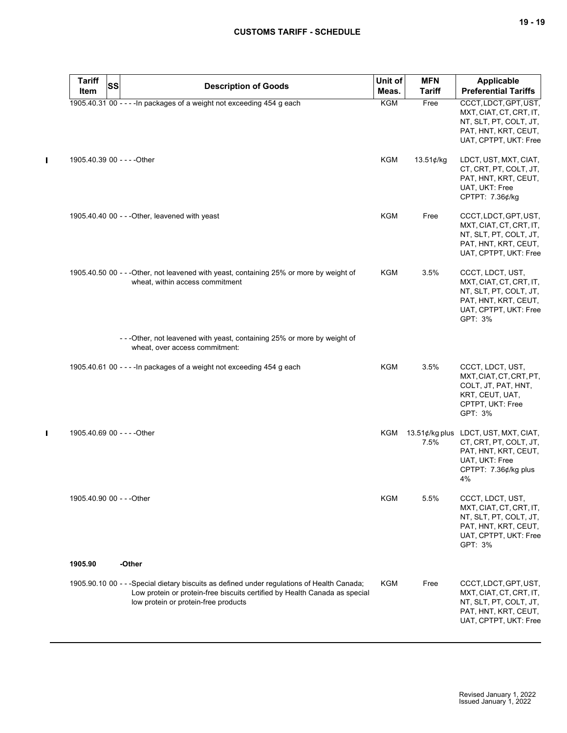| Tariff Item | SS | Description of Goods | Unit of Meas. | MFN Tariff | Applicable Preferential Tariffs |
|---|---|---|---|---|---|
| 1905.40.31 | 00 | - - - -In packages of a weight not exceeding 454 g each | KGM | Free | CCCT, LDCT, GPT, UST, MXT, CIAT, CT, CRT, IT, NT, SLT, PT, COLT, JT, PAT, HNT, KRT, CEUT, UAT, CPTPT, UKT: Free |
| 1905.40.39 | 00 | - - - -Other | KGM | 13.51¢/kg | LDCT, UST, MXT, CIAT, CT, CRT, PT, COLT, JT, PAT, HNT, KRT, CEUT, UAT, UKT: Free<br>CPTPT: 7.36¢/kg |
| 1905.40.40 | 00 | - - -Other, leavened with yeast | KGM | Free | CCCT, LDCT, GPT, UST, MXT, CIAT, CT, CRT, IT, NT, SLT, PT, COLT, JT, PAT, HNT, KRT, CEUT, UAT, CPTPT, UKT: Free |
| 1905.40.50 | 00 | - - -Other, not leavened with yeast, containing 25% or more by weight of wheat, within access commitment | KGM | 3.5% | CCCT, LDCT, UST, MXT, CIAT, CT, CRT, IT, NT, SLT, PT, COLT, JT, PAT, HNT, KRT, CEUT, UAT, CPTPT, UKT: Free<br>GPT: 3% |
| | | - - -Other, not leavened with yeast, containing 25% or more by weight of wheat, over access commitment: | | | |
| 1905.40.61 | 00 | - - - -In packages of a weight not exceeding 454 g each | KGM | 3.5% | CCCT, LDCT, UST, MXT, CIAT, CT, CRT, PT, COLT, JT, PAT, HNT, KRT, CEUT, UAT, CPTPT, UKT: Free<br>GPT: 3% |
| 1905.40.69 | 00 | - - - -Other | KGM | 13.51¢/kg plus 7.5% | LDCT, UST, MXT, CIAT, CT, CRT, PT, COLT, JT, PAT, HNT, KRT, CEUT, UAT, UKT: Free<br>CPTPT: 7.36¢/kg plus 4% |
| 1905.40.90 | 00 | - - -Other | KGM | 5.5% | CCCT, LDCT, UST, MXT, CIAT, CT, CRT, IT, NT, SLT, PT, COLT, JT, PAT, HNT, KRT, CEUT, UAT, CPTPT, UKT: Free<br>GPT: 3% |
| **1905.90** | | **-Other** | | | |
| 1905.90.10 | 00 | - - -Special dietary biscuits as defined under regulations of Health Canada; Low protein or protein-free biscuits certified by Health Canada as special low protein or protein-free products | KGM | Free | CCCT, LDCT, GPT, UST, MXT, CIAT, CT, CRT, IT, NT, SLT, PT, COLT, JT, PAT, HNT, KRT, CEUT, UAT, CPTPT, UKT: Free |

Revised January 1, 2022
Issued January 1, 2022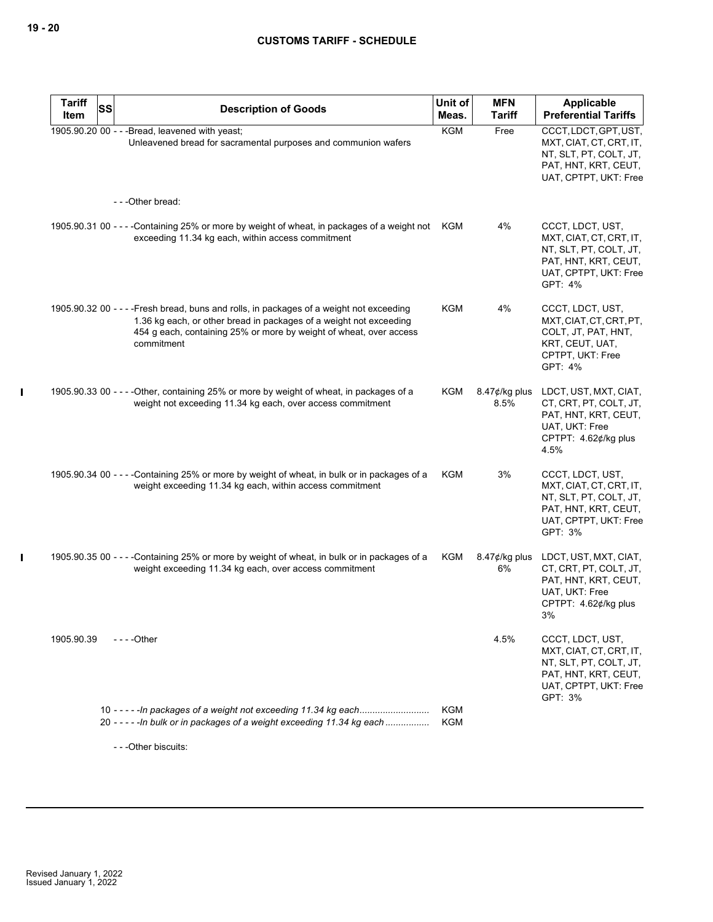| Tariff Item | SS | Description of Goods | Unit of Meas. | MFN Tariff | Applicable Preferential Tariffs |
|---|---|---|---|---|---|
| 1905.90.20 | 00 | - - -Bread, leavened with yeast;<br>Unleavened bread for sacramental purposes and communion wafers | KGM | Free | CCCT, LDCT, GPT, UST, MXT, CIAT, CT, CRT, IT, NT, SLT, PT, COLT, JT, PAT, HNT, KRT, CEUT, UAT, CPTPT, UKT: Free |
| | | - - -Other bread: | | | |
| 1905.90.31 | 00 | - - - -Containing 25% or more by weight of wheat, in packages of a weight not exceeding 11.34 kg each, within access commitment | KGM | 4% | CCCT, LDCT, UST, MXT, CIAT, CT, CRT, IT, NT, SLT, PT, COLT, JT, PAT, HNT, KRT, CEUT, UAT, CPTPT, UKT: Free<br>GPT: 4% |
| 1905.90.32 | 00 | - - - -Fresh bread, buns and rolls, in packages of a weight not exceeding 1.36 kg each, or other bread in packages of a weight not exceeding 454 g each, containing 25% or more by weight of wheat, over access commitment | KGM | 4% | CCCT, LDCT, UST, MXT, CIAT, CT, CRT, PT, COLT, JT, PAT, HNT, KRT, CEUT, UAT, CPTPT, UKT: Free<br>GPT: 4% |
| 1905.90.33 | 00 | - - - -Other, containing 25% or more by weight of wheat, in packages of a weight not exceeding 11.34 kg each, over access commitment | KGM | 8.47¢/kg plus 8.5% | LDCT, UST, MXT, CIAT, CT, CRT, PT, COLT, JT, PAT, HNT, KRT, CEUT, UAT, UKT: Free<br>CPTPT: 4.62¢/kg plus 4.5% |
| 1905.90.34 | 00 | - - - -Containing 25% or more by weight of wheat, in bulk or in packages of a weight exceeding 11.34 kg each, within access commitment | KGM | 3% | CCCT, LDCT, UST, MXT, CIAT, CT, CRT, IT, NT, SLT, PT, COLT, JT, PAT, HNT, KRT, CEUT, UAT, CPTPT, UKT: Free<br>GPT: 3% |
| 1905.90.35 | 00 | - - - -Containing 25% or more by weight of wheat, in bulk or in packages of a weight exceeding 11.34 kg each, over access commitment | KGM | 8.47¢/kg plus 6% | LDCT, UST, MXT, CIAT, CT, CRT, PT, COLT, JT, PAT, HNT, KRT, CEUT, UAT, UKT: Free<br>CPTPT: 4.62¢/kg plus 3% |
| 1905.90.39 | | - - - -Other | | 4.5% | CCCT, LDCT, UST, MXT, CIAT, CT, CRT, IT, NT, SLT, PT, COLT, JT, PAT, HNT, KRT, CEUT, UAT, CPTPT, UKT: Free<br>GPT: 3% |
| | 10 | - - - - -*In packages of a weight not exceeding 11.34 kg each* | KGM | | |
| | 20 | - - - - -*In bulk or in packages of a weight exceeding 11.34 kg each* | KGM | | |
| | | - - -Other biscuits: | | | |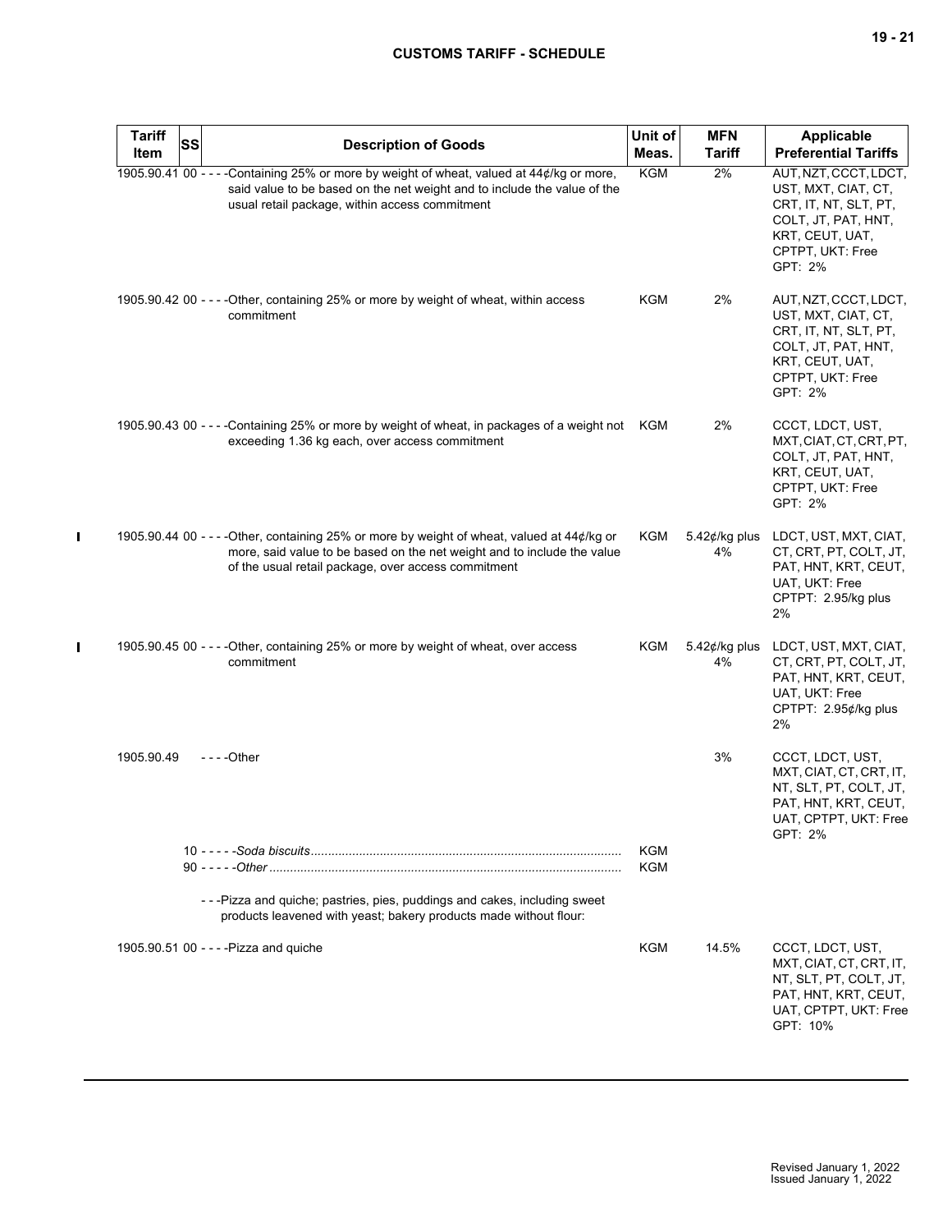| Tariff Item | SS | Description of Goods | Unit of Meas. | MFN Tariff | Applicable Preferential Tariffs |
|---|---|---|---|---|---|
| 1905.90.41 | 00 | - - - -Containing 25% or more by weight of wheat, valued at 44¢/kg or more, said value to be based on the net weight and to include the value of the usual retail package, within access commitment | KGM | 2% | AUT, NZT, CCCT, LDCT, UST, MXT, CIAT, CT, CRT, IT, NT, SLT, PT, COLT, JT, PAT, HNT, KRT, CEUT, UAT, CPTPT, UKT: Free GPT: 2% |
| 1905.90.42 | 00 | - - - -Other, containing 25% or more by weight of wheat, within access commitment | KGM | 2% | AUT, NZT, CCCT, LDCT, UST, MXT, CIAT, CT, CRT, IT, NT, SLT, PT, COLT, JT, PAT, HNT, KRT, CEUT, UAT, CPTPT, UKT: Free GPT: 2% |
| 1905.90.43 | 00 | - - - -Containing 25% or more by weight of wheat, in packages of a weight not exceeding 1.36 kg each, over access commitment | KGM | 2% | CCCT, LDCT, UST, MXT, CIAT, CT, CRT, PT, COLT, JT, PAT, HNT, KRT, CEUT, UAT, CPTPT, UKT: Free GPT: 2% |
| 1905.90.44 | 00 | - - - -Other, containing 25% or more by weight of wheat, valued at 44¢/kg or more, said value to be based on the net weight and to include the value of the usual retail package, over access commitment | KGM | 5.42¢/kg plus 4% | LDCT, UST, MXT, CIAT, CT, CRT, PT, COLT, JT, PAT, HNT, KRT, CEUT, UAT, UKT: Free CPTPT: 2.95/kg plus 2% |
| 1905.90.45 | 00 | - - - -Other, containing 25% or more by weight of wheat, over access commitment | KGM | 5.42¢/kg plus 4% | LDCT, UST, MXT, CIAT, CT, CRT, PT, COLT, JT, PAT, HNT, KRT, CEUT, UAT, UKT: Free CPTPT: 2.95¢/kg plus 2% |
| 1905.90.49 | | - - - -Other | | 3% | CCCT, LDCT, UST, MXT, CIAT, CT, CRT, IT, NT, SLT, PT, COLT, JT, PAT, HNT, KRT, CEUT, UAT, CPTPT, UKT: Free GPT: 2% |
| | 10 | - - - - -*Soda biscuits* | KGM | | |
| | 90 | - - - - -*Other* | KGM | | |
| | | - - -Pizza and quiche; pastries, pies, puddings and cakes, including sweet products leavened with yeast; bakery products made without flour: | | | |
| 1905.90.51 | 00 | - - - -Pizza and quiche | KGM | 14.5% | CCCT, LDCT, UST, MXT, CIAT, CT, CRT, IT, NT, SLT, PT, COLT, JT, PAT, HNT, KRT, CEUT, UAT, CPTPT, UKT: Free GPT: 10% |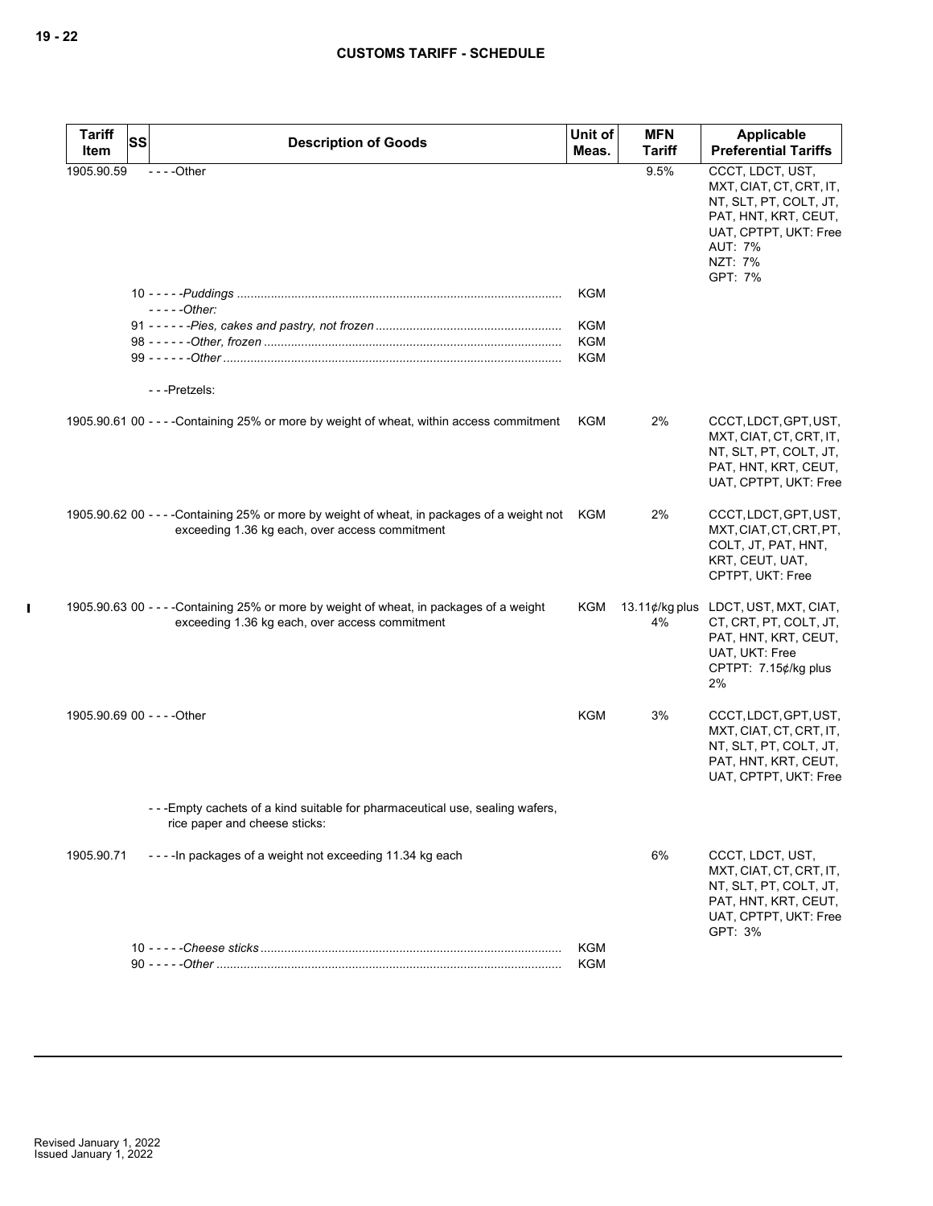| Tariff Item | SS | Description of Goods | Unit of Meas. | MFN Tariff | Applicable Preferential Tariffs |
|---|---|---|---|---|---|
| 1905.90.59 | | - - - -Other | | 9.5% | CCCT, LDCT, UST, MXT, CIAT, CT, CRT, IT, NT, SLT, PT, COLT, JT, PAT, HNT, KRT, CEUT, UAT, CPTPT, UKT: Free<br>AUT: 7%<br>NZT: 7%<br>GPT: 7% |
| | | 10 - - - - -*Puddings* | KGM | | |
| | | - - - - -*Other:* | | | |
| | | 91 - - - - - -*Pies, cakes and pastry, not frozen* | KGM | | |
| | | 98 - - - - - -*Other, frozen* | KGM | | |
| | | 99 - - - - - -*Other* | KGM | | |
| | | - - -Pretzels: | | | |
| 1905.90.61 00 | | - - - -Containing 25% or more by weight of wheat, within access commitment | KGM | 2% | CCCT, LDCT, GPT, UST, MXT, CIAT, CT, CRT, IT, NT, SLT, PT, COLT, JT, PAT, HNT, KRT, CEUT, UAT, CPTPT, UKT: Free |
| 1905.90.62 00 | | - - - -Containing 25% or more by weight of wheat, in packages of a weight not exceeding 1.36 kg each, over access commitment | KGM | 2% | CCCT, LDCT, GPT, UST, MXT, CIAT, CT, CRT, PT, COLT, JT, PAT, HNT, KRT, CEUT, UAT, CPTPT, UKT: Free |
| 1905.90.63 00 | | - - - -Containing 25% or more by weight of wheat, in packages of a weight exceeding 1.36 kg each, over access commitment | KGM | 13.11¢/kg plus 4% | LDCT, UST, MXT, CIAT, CT, CRT, PT, COLT, JT, PAT, HNT, KRT, CEUT, UAT, UKT: Free<br>CPTPT: 7.15¢/kg plus 2% |
| 1905.90.69 00 | | - - - -Other | KGM | 3% | CCCT, LDCT, GPT, UST, MXT, CIAT, CT, CRT, IT, NT, SLT, PT, COLT, JT, PAT, HNT, KRT, CEUT, UAT, CPTPT, UKT: Free |
| | | - - -Empty cachets of a kind suitable for pharmaceutical use, sealing wafers, rice paper and cheese sticks: | | | |
| 1905.90.71 | | - - - -In packages of a weight not exceeding 11.34 kg each | | 6% | CCCT, LDCT, UST, MXT, CIAT, CT, CRT, IT, NT, SLT, PT, COLT, JT, PAT, HNT, KRT, CEUT, UAT, CPTPT, UKT: Free<br>GPT: 3% |
| | | 10 - - - - -*Cheese sticks* | KGM | | |
| | | 90 - - - - -*Other* | KGM | | |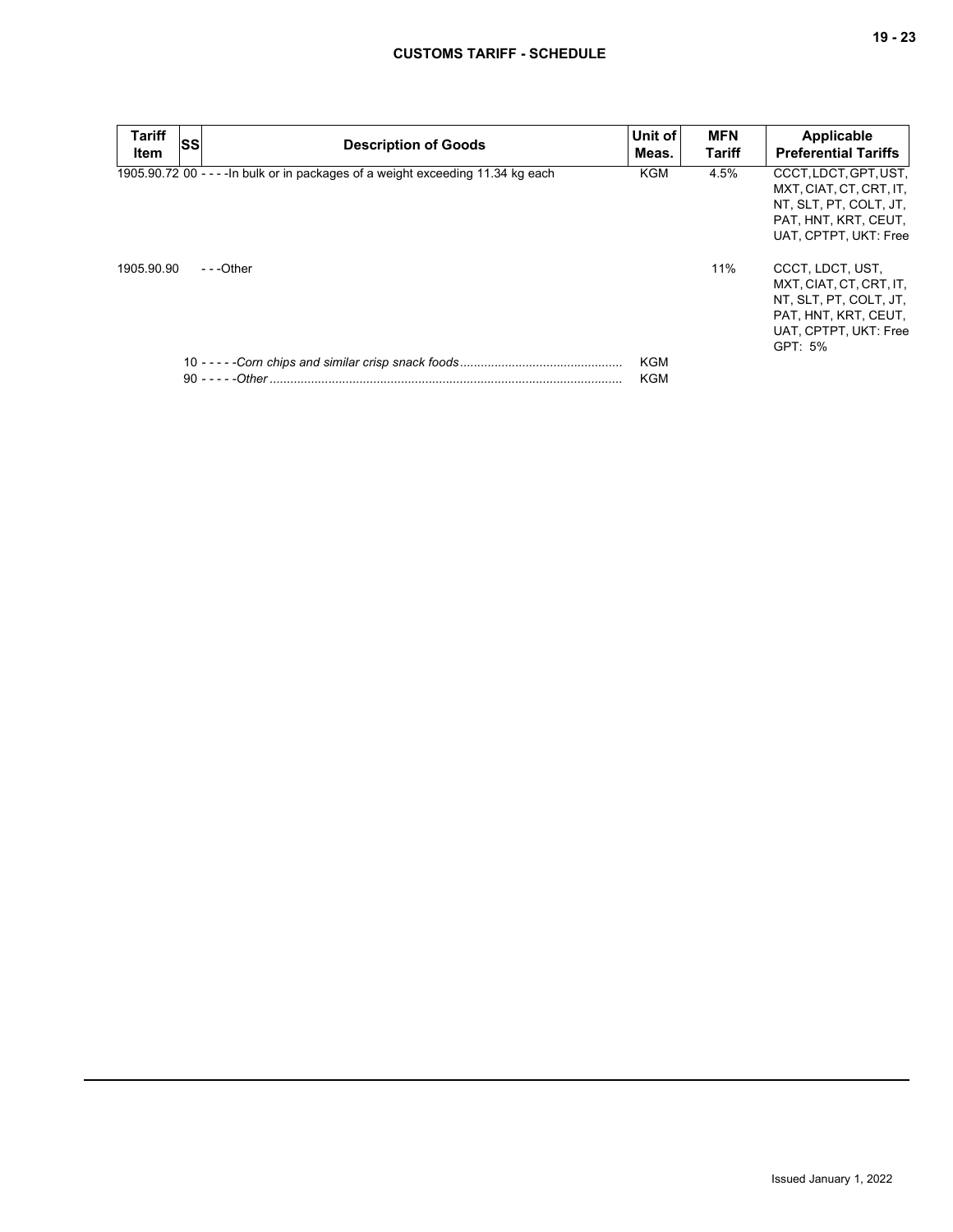| Tariff Item | SS | Description of Goods | Unit of Meas. | MFN Tariff | Applicable Preferential Tariffs |
|---|---|---|---|---|---|
| 1905.90.72 | 00 | - - - -In bulk or in packages of a weight exceeding 11.34 kg each | KGM | 4.5% | CCCT, LDCT, GPT, UST, MXT, CIAT, CT, CRT, IT, NT, SLT, PT, COLT, JT, PAT, HNT, KRT, CEUT, UAT, CPTPT, UKT: Free |
| 1905.90.90 | | - - -Other | | 11% | CCCT, LDCT, UST, MXT, CIAT, CT, CRT, IT, NT, SLT, PT, COLT, JT, PAT, HNT, KRT, CEUT, UAT, CPTPT, UKT: Free<br>GPT: 5% |
| | 10 | - - - - -*Corn chips and similar crisp snack foods* | KGM | | |
| | 90 | - - - - -*Other* | KGM | | |